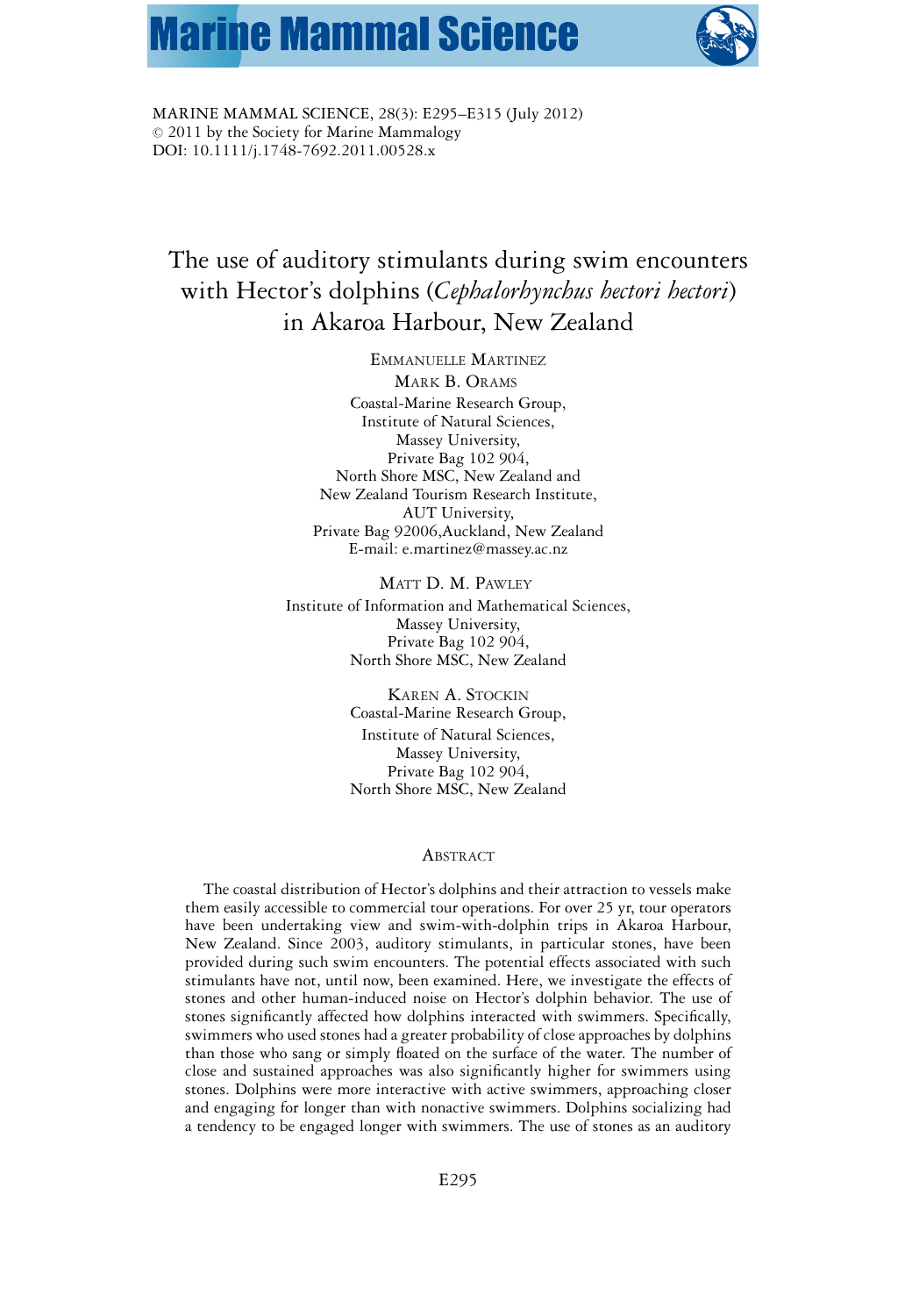MARINE MAMMAL SCIENCE, 28(3): E295–E315 (July 2012)
© 2011 by the Society for Marine Mammalogy
DOI: 10.1111/j.1748-7692.2011.00528.x

# The use of auditory stimulants during swim encounters with Hector's dolphins (*Cephalorhynchus hectori hectori*) in Akaroa Harbour, New Zealand

EMMANUELLE MARTINEZ
MARK B. ORAMS
Coastal-Marine Research Group,
Institute of Natural Sciences,
Massey University,
Private Bag 102 904,
North Shore MSC, New Zealand and
New Zealand Tourism Research Institute,
AUT University,
Private Bag 92006,Auckland, New Zealand
E-mail: e.martinez@massey.ac.nz

MATT D. M. PAWLEY
Institute of Information and Mathematical Sciences,
Massey University,
Private Bag 102 904,
North Shore MSC, New Zealand

KAREN A. STOCKIN
Coastal-Marine Research Group,
Institute of Natural Sciences,
Massey University,
Private Bag 102 904,
North Shore MSC, New Zealand

## ABSTRACT

The coastal distribution of Hector's dolphins and their attraction to vessels make them easily accessible to commercial tour operations. For over 25 yr, tour operators have been undertaking view and swim-with-dolphin trips in Akaroa Harbour, New Zealand. Since 2003, auditory stimulants, in particular stones, have been provided during such swim encounters. The potential effects associated with such stimulants have not, until now, been examined. Here, we investigate the effects of stones and other human-induced noise on Hector's dolphin behavior. The use of stones significantly affected how dolphins interacted with swimmers. Specifically, swimmers who used stones had a greater probability of close approaches by dolphins than those who sang or simply floated on the surface of the water. The number of close and sustained approaches was also significantly higher for swimmers using stones. Dolphins were more interactive with active swimmers, approaching closer and engaging for longer than with nonactive swimmers. Dolphins socializing had a tendency to be engaged longer with swimmers. The use of stones as an auditory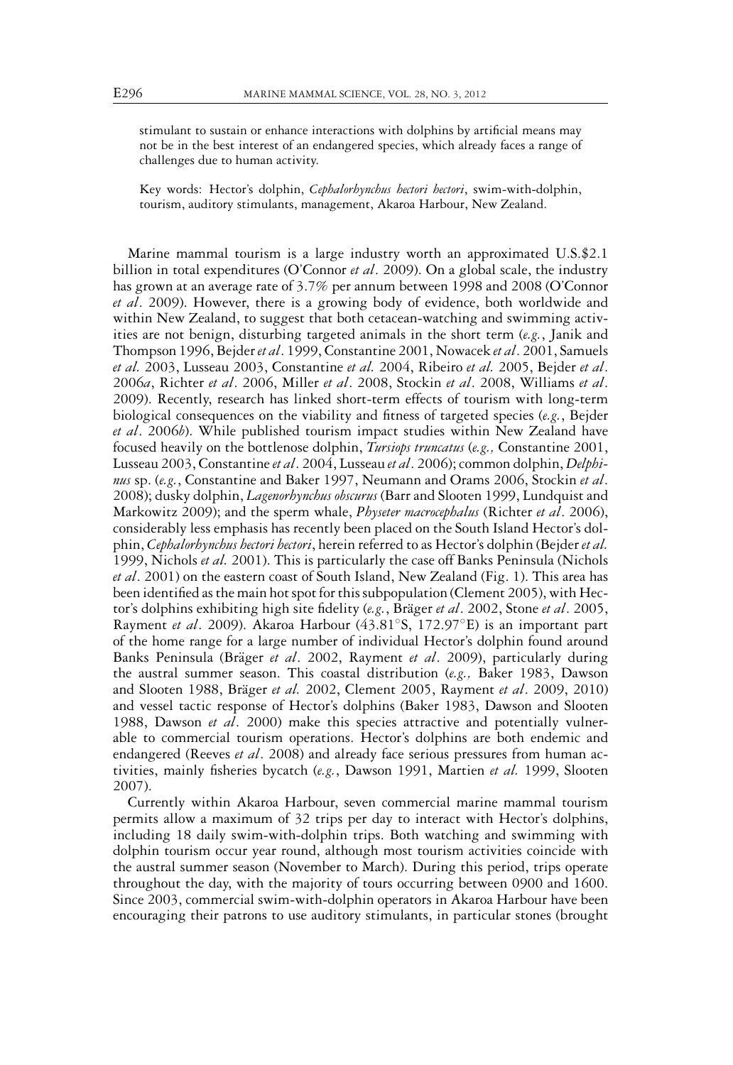stimulant to sustain or enhance interactions with dolphins by artificial means may not be in the best interest of an endangered species, which already faces a range of challenges due to human activity.

Key words: Hector's dolphin, *Cephalorhynchus hectori hectori*, swim-with-dolphin, tourism, auditory stimulants, management, Akaroa Harbour, New Zealand.

Marine mammal tourism is a large industry worth an approximated U.S.$2.1 billion in total expenditures (O'Connor *et al*. 2009). On a global scale, the industry has grown at an average rate of 3.7% per annum between 1998 and 2008 (O'Connor *et al*. 2009). However, there is a growing body of evidence, both worldwide and within New Zealand, to suggest that both cetacean-watching and swimming activities are not benign, disturbing targeted animals in the short term (*e.g.*, Janik and Thompson 1996, Bejder *et al*. 1999, Constantine 2001, Nowacek *et al*. 2001, Samuels *et al.* 2003, Lusseau 2003, Constantine *et al.* 2004, Ribeiro *et al.* 2005, Bejder *et al*. 2006*a*, Richter *et al*. 2006, Miller *et al*. 2008, Stockin *et al*. 2008, Williams *et al*. 2009). Recently, research has linked short-term effects of tourism with long-term biological consequences on the viability and fitness of targeted species (*e.g.*, Bejder *et al*. 2006*b*). While published tourism impact studies within New Zealand have focused heavily on the bottlenose dolphin, *Tursiops truncatus* (*e.g.,* Constantine 2001, Lusseau 2003, Constantine *et al*. 2004, Lusseau *et al*. 2006); common dolphin, *Delphinus* sp. (*e.g.*, Constantine and Baker 1997, Neumann and Orams 2006, Stockin *et al*. 2008); dusky dolphin, *Lagenorhynchus obscurus* (Barr and Slooten 1999, Lundquist and Markowitz 2009); and the sperm whale, *Physeter macrocephalus* (Richter *et al*. 2006), considerably less emphasis has recently been placed on the South Island Hector's dolphin, *Cephalorhynchus hectori hectori*, herein referred to as Hector's dolphin (Bejder *et al.* 1999, Nichols *et al.* 2001). This is particularly the case off Banks Peninsula (Nichols *et al*. 2001) on the eastern coast of South Island, New Zealand (Fig. 1). This area has been identified as the main hot spot for this subpopulation (Clement 2005), with Hector's dolphins exhibiting high site fidelity (*e.g.*, Bräger *et al*. 2002, Stone *et al*. 2005, Rayment *et al*. 2009). Akaroa Harbour (43.81°S, 172.97°E) is an important part of the home range for a large number of individual Hector's dolphin found around Banks Peninsula (Bräger *et al*. 2002, Rayment *et al*. 2009), particularly during the austral summer season. This coastal distribution (*e.g.,* Baker 1983, Dawson and Slooten 1988, Bräger *et al.* 2002, Clement 2005, Rayment *et al*. 2009, 2010) and vessel tactic response of Hector's dolphins (Baker 1983, Dawson and Slooten 1988, Dawson *et al*. 2000) make this species attractive and potentially vulnerable to commercial tourism operations. Hector's dolphins are both endemic and endangered (Reeves *et al*. 2008) and already face serious pressures from human activities, mainly fisheries bycatch (*e.g.*, Dawson 1991, Martien *et al.* 1999, Slooten 2007).

Currently within Akaroa Harbour, seven commercial marine mammal tourism permits allow a maximum of 32 trips per day to interact with Hector's dolphins, including 18 daily swim-with-dolphin trips. Both watching and swimming with dolphin tourism occur year round, although most tourism activities coincide with the austral summer season (November to March). During this period, trips operate throughout the day, with the majority of tours occurring between 0900 and 1600. Since 2003, commercial swim-with-dolphin operators in Akaroa Harbour have been encouraging their patrons to use auditory stimulants, in particular stones (brought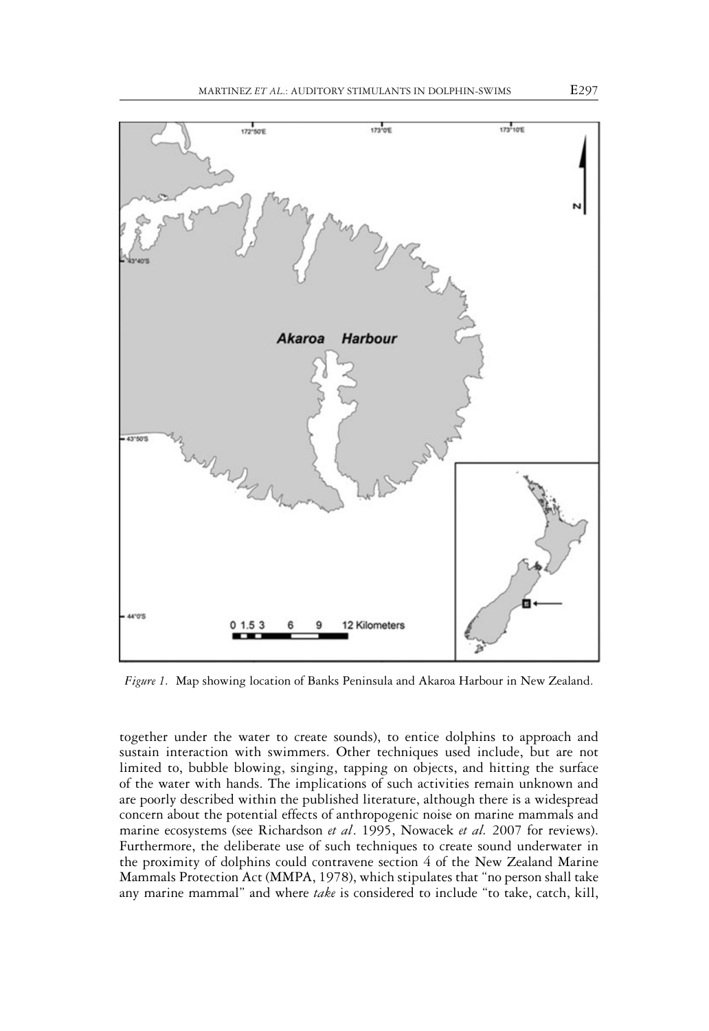*Figure 1.* Map showing location of Banks Peninsula and Akaroa Harbour in New Zealand.

together under the water to create sounds), to entice dolphins to approach and sustain interaction with swimmers. Other techniques used include, but are not limited to, bubble blowing, singing, tapping on objects, and hitting the surface of the water with hands. The implications of such activities remain unknown and are poorly described within the published literature, although there is a widespread concern about the potential effects of anthropogenic noise on marine mammals and marine ecosystems (see Richardson *et al*. 1995, Nowacek *et al.* 2007 for reviews). Furthermore, the deliberate use of such techniques to create sound underwater in the proximity of dolphins could contravene section 4 of the New Zealand Marine Mammals Protection Act (MMPA, 1978), which stipulates that "no person shall take any marine mammal" and where *take* is considered to include "to take, catch, kill,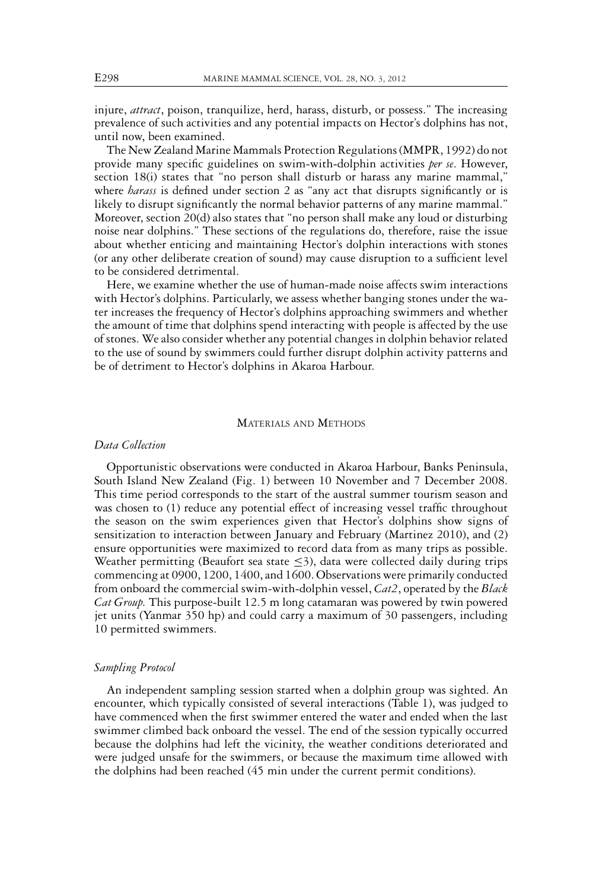injure, *attract*, poison, tranquilize, herd, harass, disturb, or possess." The increasing prevalence of such activities and any potential impacts on Hector's dolphins has not, until now, been examined.

The New Zealand Marine Mammals Protection Regulations (MMPR, 1992) do not provide many specific guidelines on swim-with-dolphin activities *per se*. However, section 18(i) states that "no person shall disturb or harass any marine mammal," where *harass* is defined under section 2 as "any act that disrupts significantly or is likely to disrupt significantly the normal behavior patterns of any marine mammal." Moreover, section 20(d) also states that "no person shall make any loud or disturbing noise near dolphins." These sections of the regulations do, therefore, raise the issue about whether enticing and maintaining Hector's dolphin interactions with stones (or any other deliberate creation of sound) may cause disruption to a sufficient level to be considered detrimental.

Here, we examine whether the use of human-made noise affects swim interactions with Hector's dolphins. Particularly, we assess whether banging stones under the water increases the frequency of Hector's dolphins approaching swimmers and whether the amount of time that dolphins spend interacting with people is affected by the use of stones. We also consider whether any potential changes in dolphin behavior related to the use of sound by swimmers could further disrupt dolphin activity patterns and be of detriment to Hector's dolphins in Akaroa Harbour.

## Materials and Methods

### *Data Collection*

Opportunistic observations were conducted in Akaroa Harbour, Banks Peninsula, South Island New Zealand (Fig. 1) between 10 November and 7 December 2008. This time period corresponds to the start of the austral summer tourism season and was chosen to (1) reduce any potential effect of increasing vessel traffic throughout the season on the swim experiences given that Hector's dolphins show signs of sensitization to interaction between January and February (Martinez 2010), and (2) ensure opportunities were maximized to record data from as many trips as possible. Weather permitting (Beaufort sea state $\leq$3), data were collected daily during trips commencing at 0900, 1200, 1400, and 1600. Observations were primarily conducted from onboard the commercial swim-with-dolphin vessel, *Cat2*, operated by the *Black Cat Group.* This purpose-built 12.5 m long catamaran was powered by twin powered jet units (Yanmar 350 hp) and could carry a maximum of 30 passengers, including 10 permitted swimmers.

### *Sampling Protocol*

An independent sampling session started when a dolphin group was sighted. An encounter, which typically consisted of several interactions (Table 1), was judged to have commenced when the first swimmer entered the water and ended when the last swimmer climbed back onboard the vessel. The end of the session typically occurred because the dolphins had left the vicinity, the weather conditions deteriorated and were judged unsafe for the swimmers, or because the maximum time allowed with the dolphins had been reached (45 min under the current permit conditions).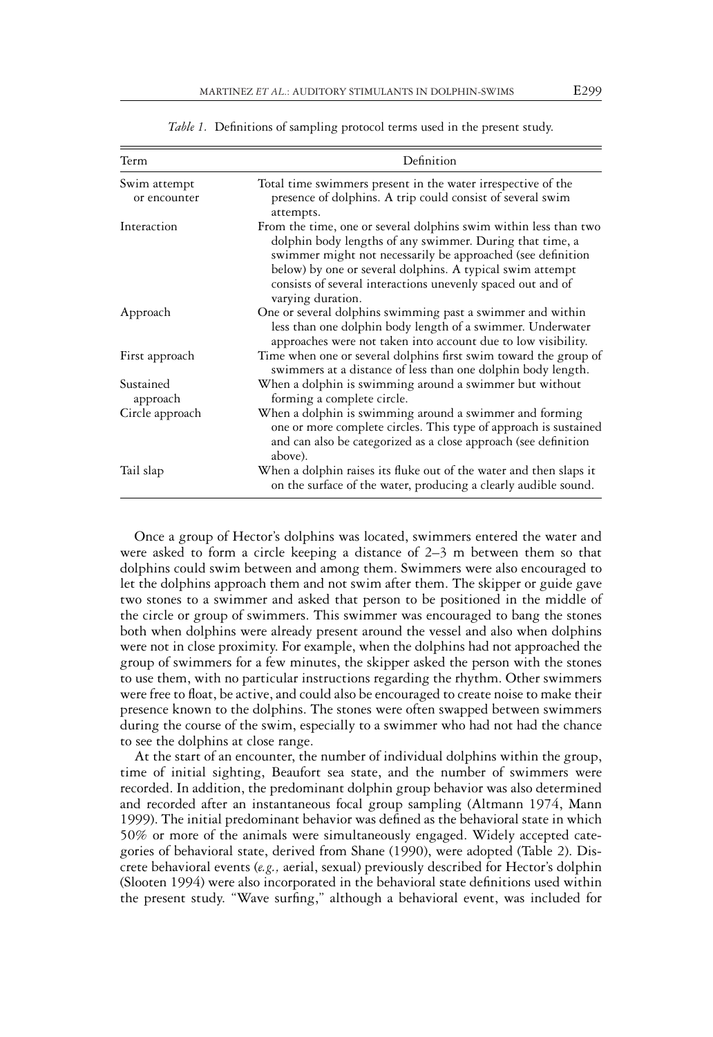*Table 1.* Definitions of sampling protocol terms used in the present study.

| Term | Definition |
| --- | --- |
| Swim attempt or encounter | Total time swimmers present in the water irrespective of the presence of dolphins. A trip could consist of several swim attempts. |
| Interaction | From the time, one or several dolphins swim within less than two dolphin body lengths of any swimmer. During that time, a swimmer might not necessarily be approached (see definition below) by one or several dolphins. A typical swim attempt consists of several interactions unevenly spaced out and of varying duration. |
| Approach | One or several dolphins swimming past a swimmer and within less than one dolphin body length of a swimmer. Underwater approaches were not taken into account due to low visibility. |
| First approach | Time when one or several dolphins first swim toward the group of swimmers at a distance of less than one dolphin body length. |
| Sustained approach | When a dolphin is swimming around a swimmer but without forming a complete circle. |
| Circle approach | When a dolphin is swimming around a swimmer and forming one or more complete circles. This type of approach is sustained and can also be categorized as a close approach (see definition above). |
| Tail slap | When a dolphin raises its fluke out of the water and then slaps it on the surface of the water, producing a clearly audible sound. |

Once a group of Hector's dolphins was located, swimmers entered the water and were asked to form a circle keeping a distance of 2–3 m between them so that dolphins could swim between and among them. Swimmers were also encouraged to let the dolphins approach them and not swim after them. The skipper or guide gave two stones to a swimmer and asked that person to be positioned in the middle of the circle or group of swimmers. This swimmer was encouraged to bang the stones both when dolphins were already present around the vessel and also when dolphins were not in close proximity. For example, when the dolphins had not approached the group of swimmers for a few minutes, the skipper asked the person with the stones to use them, with no particular instructions regarding the rhythm. Other swimmers were free to float, be active, and could also be encouraged to create noise to make their presence known to the dolphins. The stones were often swapped between swimmers during the course of the swim, especially to a swimmer who had not had the chance to see the dolphins at close range.

At the start of an encounter, the number of individual dolphins within the group, time of initial sighting, Beaufort sea state, and the number of swimmers were recorded. In addition, the predominant dolphin group behavior was also determined and recorded after an instantaneous focal group sampling (Altmann 1974, Mann 1999). The initial predominant behavior was defined as the behavioral state in which 50% or more of the animals were simultaneously engaged. Widely accepted categories of behavioral state, derived from Shane (1990), were adopted (Table 2). Discrete behavioral events (*e.g.,* aerial, sexual) previously described for Hector's dolphin (Slooten 1994) were also incorporated in the behavioral state definitions used within the present study. "Wave surfing," although a behavioral event, was included for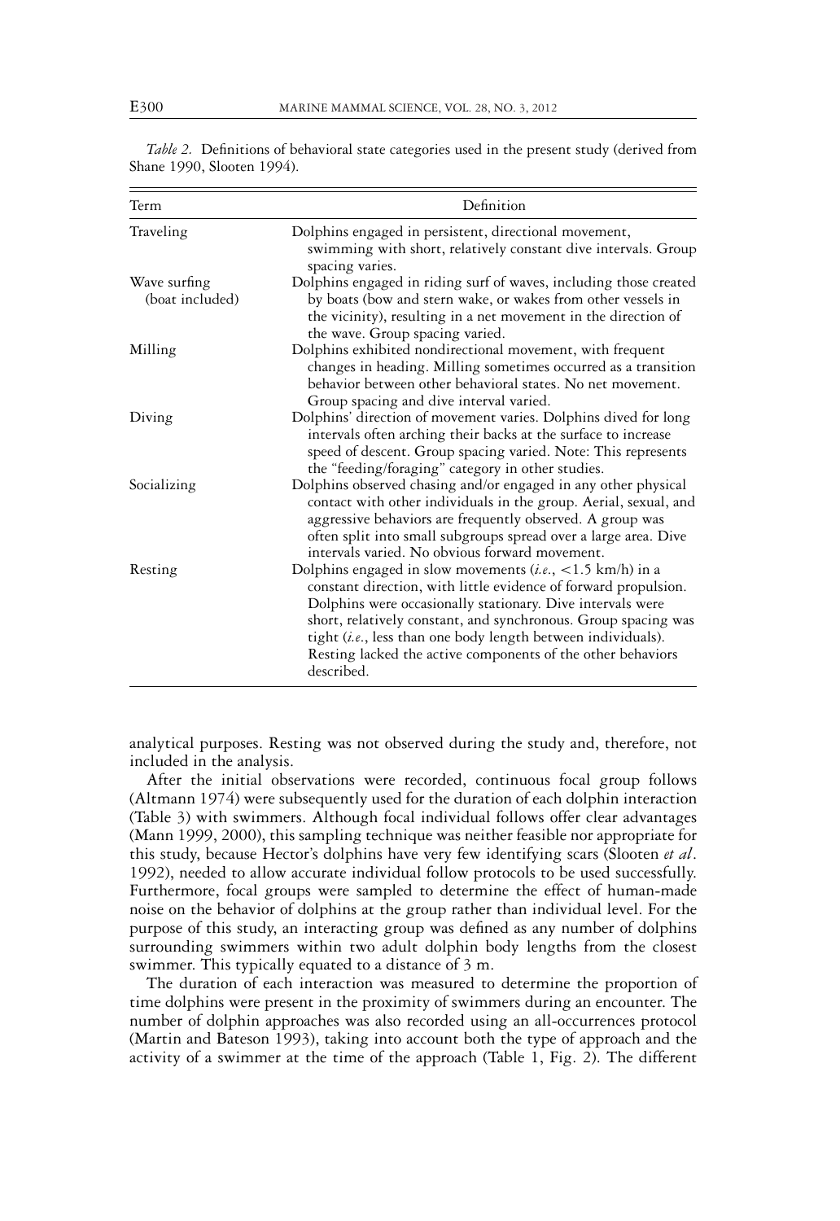*Table 2.* Definitions of behavioral state categories used in the present study (derived from Shane 1990, Slooten 1994).

| Term | Definition |
|---|---|
| Traveling | Dolphins engaged in persistent, directional movement, swimming with short, relatively constant dive intervals. Group spacing varies. |
| Wave surfing (boat included) | Dolphins engaged in riding surf of waves, including those created by boats (bow and stern wake, or wakes from other vessels in the vicinity), resulting in a net movement in the direction of the wave. Group spacing varied. |
| Milling | Dolphins exhibited nondirectional movement, with frequent changes in heading. Milling sometimes occurred as a transition behavior between other behavioral states. No net movement. Group spacing and dive interval varied. |
| Diving | Dolphins' direction of movement varies. Dolphins dived for long intervals often arching their backs at the surface to increase speed of descent. Group spacing varied. Note: This represents the "feeding/foraging" category in other studies. |
| Socializing | Dolphins observed chasing and/or engaged in any other physical contact with other individuals in the group. Aerial, sexual, and aggressive behaviors are frequently observed. A group was often split into small subgroups spread over a large area. Dive intervals varied. No obvious forward movement. |
| Resting | Dolphins engaged in slow movements (*i.e.*, <1.5 km/h) in a constant direction, with little evidence of forward propulsion. Dolphins were occasionally stationary. Dive intervals were short, relatively constant, and synchronous. Group spacing was tight (*i.e.*, less than one body length between individuals). Resting lacked the active components of the other behaviors described. |

analytical purposes. Resting was not observed during the study and, therefore, not included in the analysis.

After the initial observations were recorded, continuous focal group follows (Altmann 1974) were subsequently used for the duration of each dolphin interaction (Table 3) with swimmers. Although focal individual follows offer clear advantages (Mann 1999, 2000), this sampling technique was neither feasible nor appropriate for this study, because Hector's dolphins have very few identifying scars (Slooten *et al*. 1992), needed to allow accurate individual follow protocols to be used successfully. Furthermore, focal groups were sampled to determine the effect of human-made noise on the behavior of dolphins at the group rather than individual level. For the purpose of this study, an interacting group was defined as any number of dolphins surrounding swimmers within two adult dolphin body lengths from the closest swimmer. This typically equated to a distance of 3 m.

The duration of each interaction was measured to determine the proportion of time dolphins were present in the proximity of swimmers during an encounter. The number of dolphin approaches was also recorded using an all-occurrences protocol (Martin and Bateson 1993), taking into account both the type of approach and the activity of a swimmer at the time of the approach (Table 1, Fig. 2). The different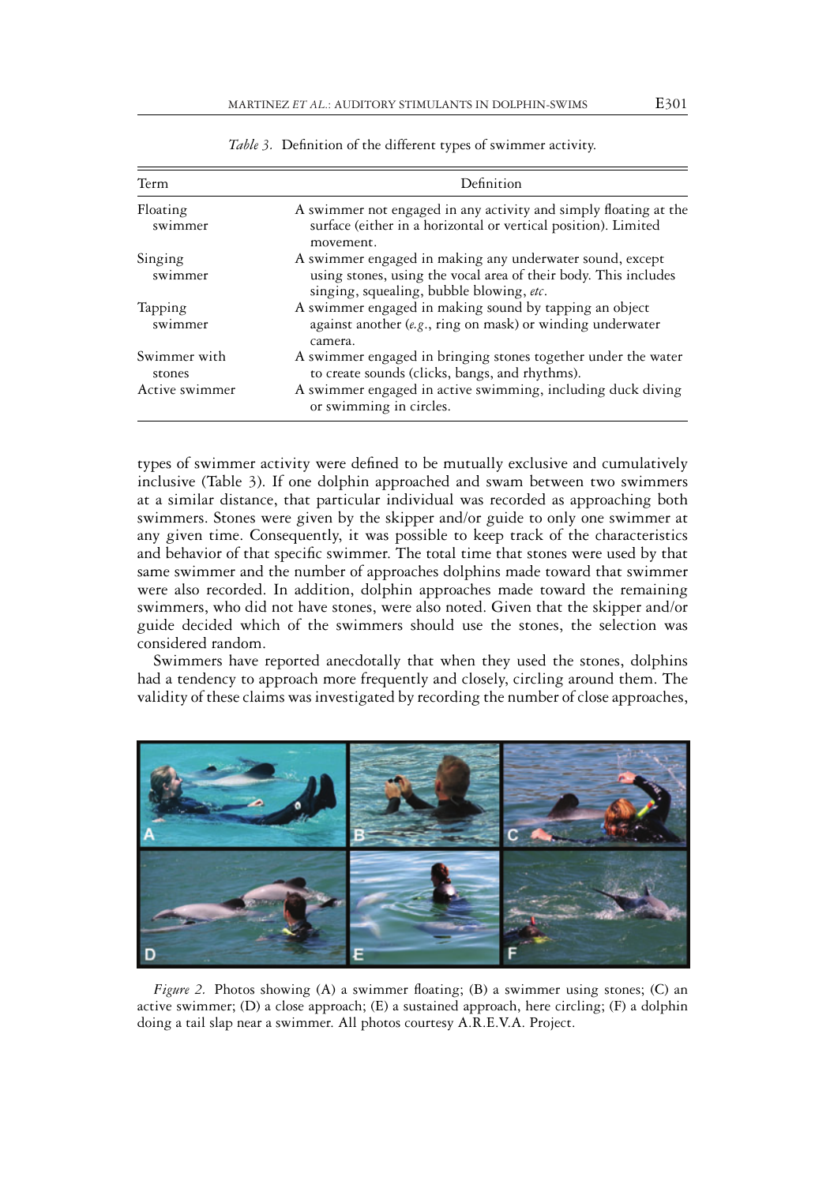*Table 3.* Definition of the different types of swimmer activity.

| Term | Definition |
|---|---|
| Floating swimmer | A swimmer not engaged in any activity and simply floating at the surface (either in a horizontal or vertical position). Limited movement. |
| Singing swimmer | A swimmer engaged in making any underwater sound, except using stones, using the vocal area of their body. This includes singing, squealing, bubble blowing, *etc*. |
| Tapping swimmer | A swimmer engaged in making sound by tapping an object against another (*e.g.*, ring on mask) or winding underwater camera. |
| Swimmer with stones | A swimmer engaged in bringing stones together under the water to create sounds (clicks, bangs, and rhythms). |
| Active swimmer | A swimmer engaged in active swimming, including duck diving or swimming in circles. |

types of swimmer activity were defined to be mutually exclusive and cumulatively inclusive (Table 3). If one dolphin approached and swam between two swimmers at a similar distance, that particular individual was recorded as approaching both swimmers. Stones were given by the skipper and/or guide to only one swimmer at any given time. Consequently, it was possible to keep track of the characteristics and behavior of that specific swimmer. The total time that stones were used by that same swimmer and the number of approaches dolphins made toward that swimmer were also recorded. In addition, dolphin approaches made toward the remaining swimmers, who did not have stones, were also noted. Given that the skipper and/or guide decided which of the swimmers should use the stones, the selection was considered random.

Swimmers have reported anecdotally that when they used the stones, dolphins had a tendency to approach more frequently and closely, circling around them. The validity of these claims was investigated by recording the number of close approaches,

*Figure 2.* Photos showing (A) a swimmer floating; (B) a swimmer using stones; (C) an active swimmer; (D) a close approach; (E) a sustained approach, here circling; (F) a dolphin doing a tail slap near a swimmer. All photos courtesy A.R.E.V.A. Project.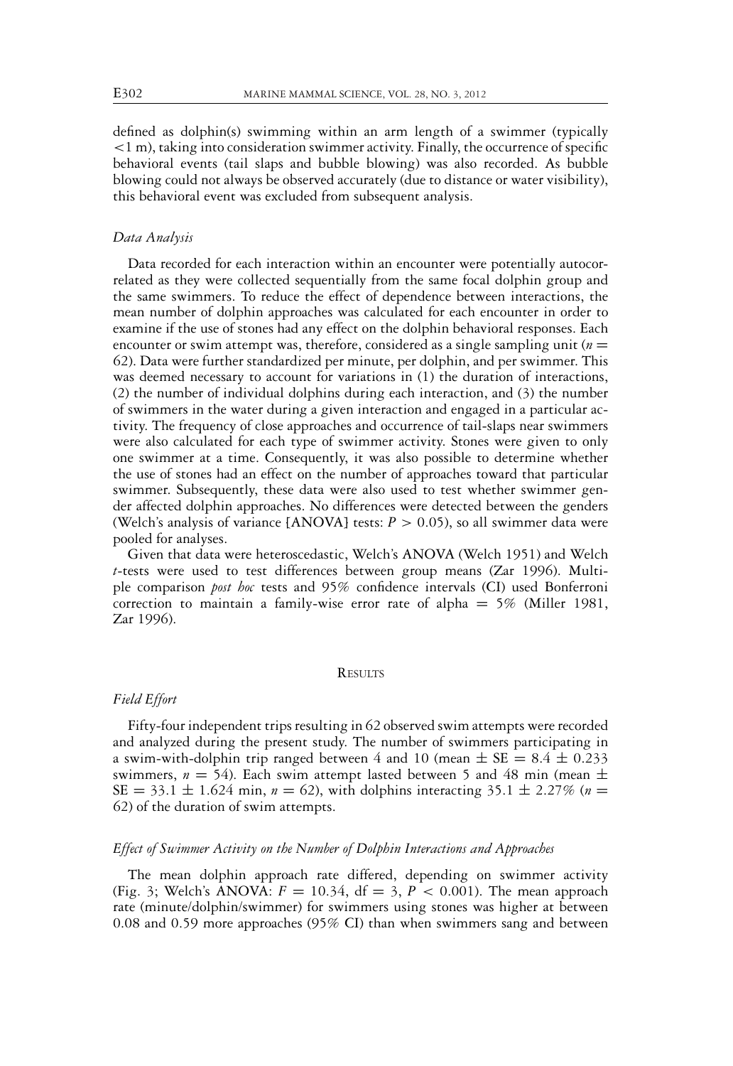defined as dolphin(s) swimming within an arm length of a swimmer (typically <1 m), taking into consideration swimmer activity. Finally, the occurrence of specific behavioral events (tail slaps and bubble blowing) was also recorded. As bubble blowing could not always be observed accurately (due to distance or water visibility), this behavioral event was excluded from subsequent analysis.

### *Data Analysis*

Data recorded for each interaction within an encounter were potentially autocorrelated as they were collected sequentially from the same focal dolphin group and the same swimmers. To reduce the effect of dependence between interactions, the mean number of dolphin approaches was calculated for each encounter in order to examine if the use of stones had any effect on the dolphin behavioral responses. Each encounter or swim attempt was, therefore, considered as a single sampling unit ($n = 62$). Data were further standardized per minute, per dolphin, and per swimmer. This was deemed necessary to account for variations in (1) the duration of interactions, (2) the number of individual dolphins during each interaction, and (3) the number of swimmers in the water during a given interaction and engaged in a particular activity. The frequency of close approaches and occurrence of tail-slaps near swimmers were also calculated for each type of swimmer activity. Stones were given to only one swimmer at a time. Consequently, it was also possible to determine whether the use of stones had an effect on the number of approaches toward that particular swimmer. Subsequently, these data were also used to test whether swimmer gender affected dolphin approaches. No differences were detected between the genders (Welch's analysis of variance [ANOVA] tests: $P > 0.05$), so all swimmer data were pooled for analyses.

Given that data were heteroscedastic, Welch's ANOVA (Welch 1951) and Welch *t*-tests were used to test differences between group means (Zar 1996). Multiple comparison *post hoc* tests and 95% confidence intervals (CI) used Bonferroni correction to maintain a family-wise error rate of alpha = 5% (Miller 1981, Zar 1996).

## Results

### *Field Effort*

Fifty-four independent trips resulting in 62 observed swim attempts were recorded and analyzed during the present study. The number of swimmers participating in a swim-with-dolphin trip ranged between 4 and 10 (mean ± SE = 8.4 ± 0.233 swimmers, $n = 54$). Each swim attempt lasted between 5 and 48 min (mean ± SE = 33.1 ± 1.624 min, $n = 62$), with dolphins interacting 35.1 ± 2.27% ($n = 62$) of the duration of swim attempts.

### *Effect of Swimmer Activity on the Number of Dolphin Interactions and Approaches*

The mean dolphin approach rate differed, depending on swimmer activity (Fig. 3; Welch's ANOVA: $F = 10.34$, df = 3, $P < 0.001$). The mean approach rate (minute/dolphin/swimmer) for swimmers using stones was higher at between 0.08 and 0.59 more approaches (95% CI) than when swimmers sang and between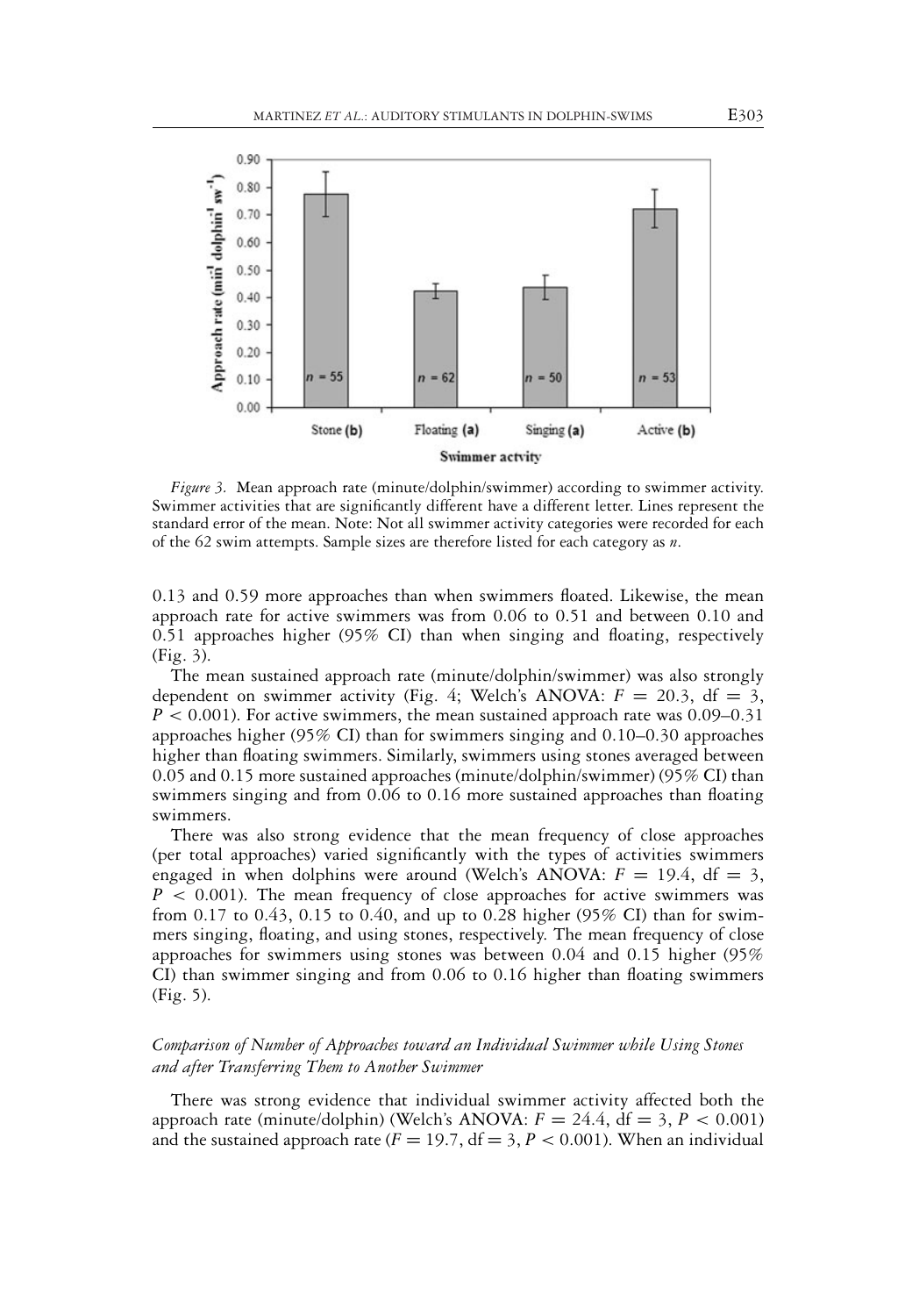*Figure 3.* Mean approach rate (minute/dolphin/swimmer) according to swimmer activity. Swimmer activities that are significantly different have a different letter. Lines represent the standard error of the mean. Note: Not all swimmer activity categories were recorded for each of the 62 swim attempts. Sample sizes are therefore listed for each category as *n*.

0.13 and 0.59 more approaches than when swimmers floated. Likewise, the mean approach rate for active swimmers was from 0.06 to 0.51 and between 0.10 and 0.51 approaches higher (95% CI) than when singing and floating, respectively (Fig. 3).

The mean sustained approach rate (minute/dolphin/swimmer) was also strongly dependent on swimmer activity (Fig. 4; Welch's ANOVA: $F = 20.3$, df $= 3$, $P < 0.001$). For active swimmers, the mean sustained approach rate was 0.09–0.31 approaches higher (95% CI) than for swimmers singing and 0.10–0.30 approaches higher than floating swimmers. Similarly, swimmers using stones averaged between 0.05 and 0.15 more sustained approaches (minute/dolphin/swimmer) (95% CI) than swimmers singing and from 0.06 to 0.16 more sustained approaches than floating swimmers.

There was also strong evidence that the mean frequency of close approaches (per total approaches) varied significantly with the types of activities swimmers engaged in when dolphins were around (Welch's ANOVA: $F = 19.4$, df $= 3$, $P < 0.001$). The mean frequency of close approaches for active swimmers was from 0.17 to 0.43, 0.15 to 0.40, and up to 0.28 higher (95% CI) than for swimmers singing, floating, and using stones, respectively. The mean frequency of close approaches for swimmers using stones was between 0.04 and 0.15 higher (95% CI) than swimmer singing and from 0.06 to 0.16 higher than floating swimmers (Fig. 5).

### *Comparison of Number of Approaches toward an Individual Swimmer while Using Stones and after Transferring Them to Another Swimmer*

There was strong evidence that individual swimmer activity affected both the approach rate (minute/dolphin) (Welch's ANOVA: $F = 24.4$, df $= 3$, $P < 0.001$) and the sustained approach rate ($F = 19.7$, df $= 3$, $P < 0.001$). When an individual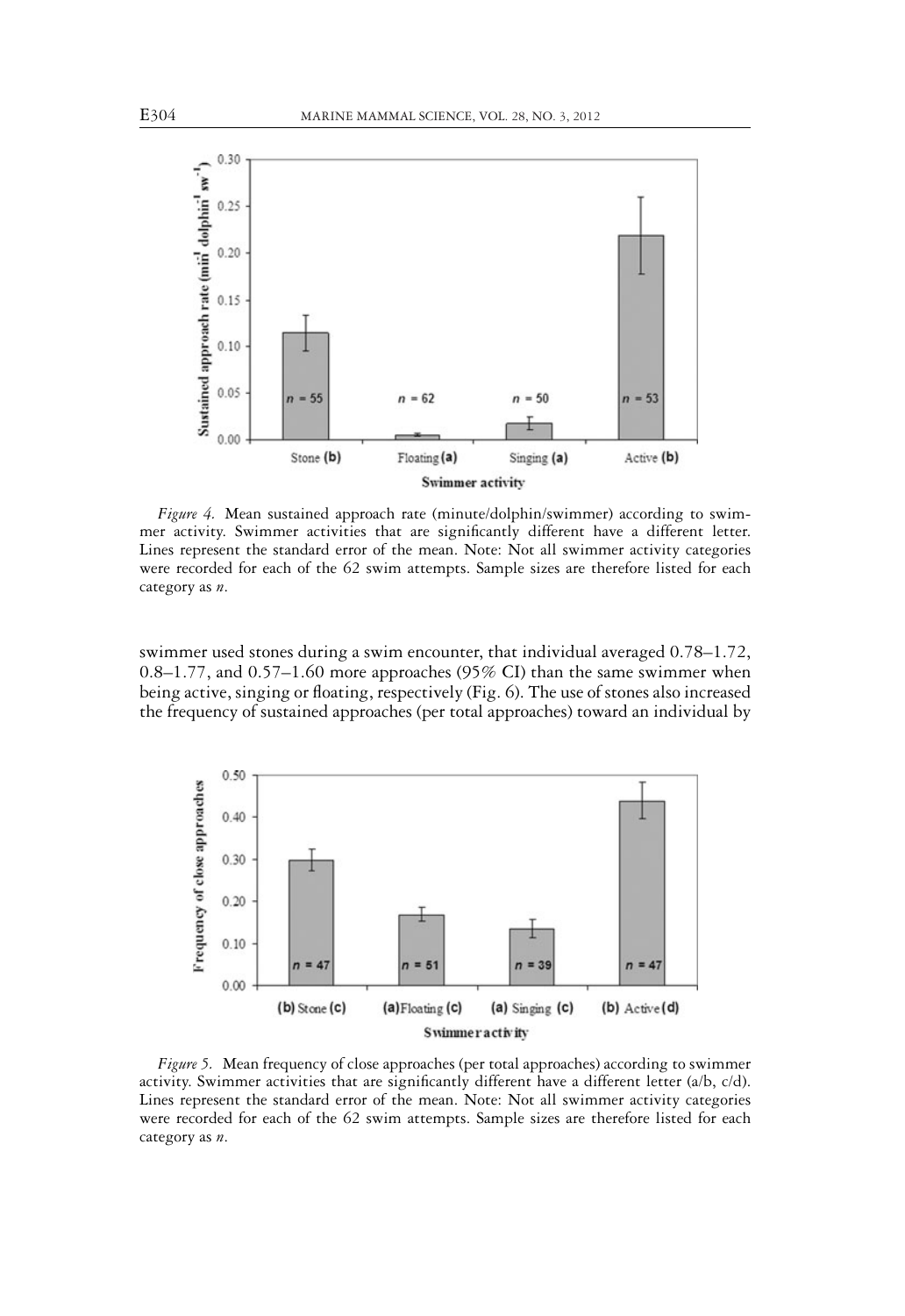*Figure 4.* Mean sustained approach rate (minute/dolphin/swimmer) according to swimmer activity. Swimmer activities that are significantly different have a different letter. Lines represent the standard error of the mean. Note: Not all swimmer activity categories were recorded for each of the 62 swim attempts. Sample sizes are therefore listed for each category as *n*.

swimmer used stones during a swim encounter, that individual averaged 0.78–1.72, 0.8–1.77, and 0.57–1.60 more approaches (95% CI) than the same swimmer when being active, singing or floating, respectively (Fig. 6). The use of stones also increased the frequency of sustained approaches (per total approaches) toward an individual by

*Figure 5.* Mean frequency of close approaches (per total approaches) according to swimmer activity. Swimmer activities that are significantly different have a different letter (a/b, c/d). Lines represent the standard error of the mean. Note: Not all swimmer activity categories were recorded for each of the 62 swim attempts. Sample sizes are therefore listed for each category as *n*.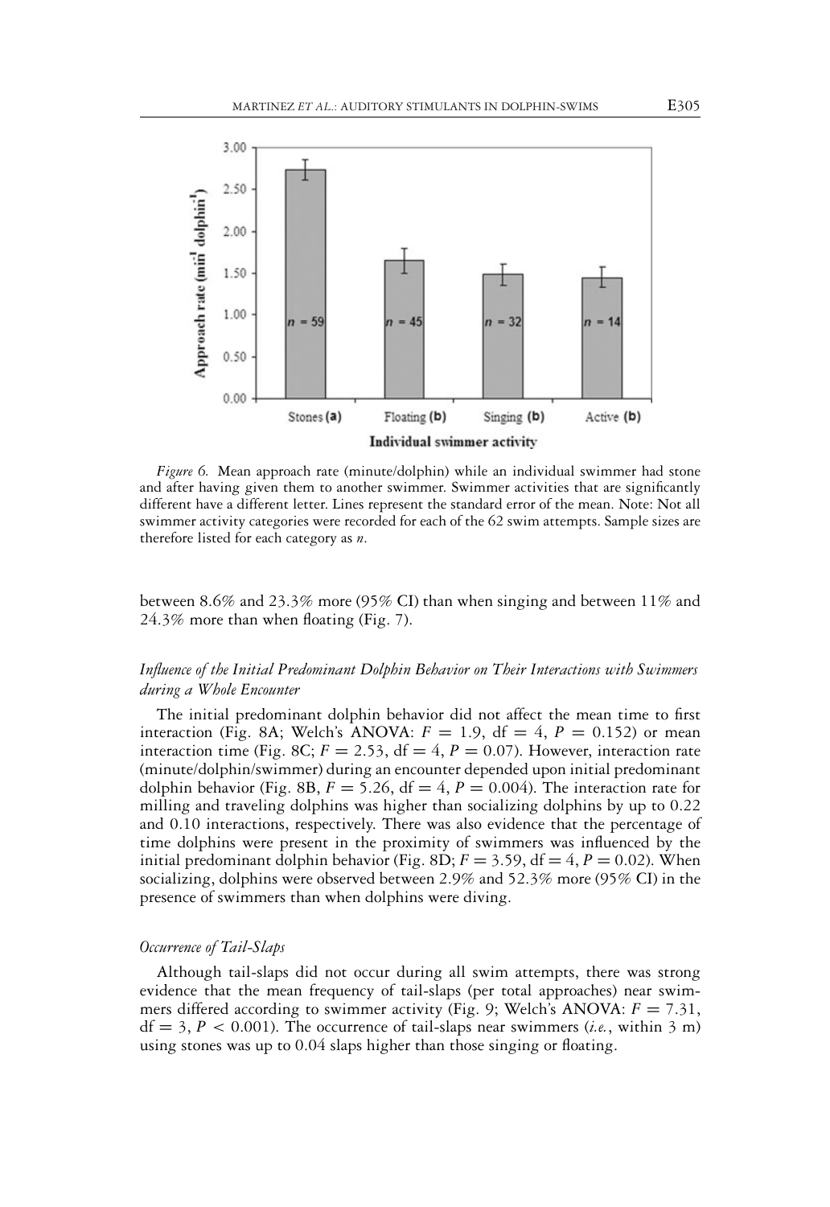*Figure 6.* Mean approach rate (minute/dolphin) while an individual swimmer had stone and after having given them to another swimmer. Swimmer activities that are significantly different have a different letter. Lines represent the standard error of the mean. Note: Not all swimmer activity categories were recorded for each of the 62 swim attempts. Sample sizes are therefore listed for each category as *n*.

between 8.6% and 23.3% more (95% CI) than when singing and between 11% and 24.3% more than when floating (Fig. 7).

### *Influence of the Initial Predominant Dolphin Behavior on Their Interactions with Swimmers during a Whole Encounter*

The initial predominant dolphin behavior did not affect the mean time to first interaction (Fig. 8A; Welch's ANOVA: $F = 1.9$, df $= 4$, $P = 0.152$) or mean interaction time (Fig. 8C; $F = 2.53$, df $= 4$, $P = 0.07$). However, interaction rate (minute/dolphin/swimmer) during an encounter depended upon initial predominant dolphin behavior (Fig. 8B, $F = 5.26$, df $= 4$, $P = 0.004$). The interaction rate for milling and traveling dolphins was higher than socializing dolphins by up to 0.22 and 0.10 interactions, respectively. There was also evidence that the percentage of time dolphins were present in the proximity of swimmers was influenced by the initial predominant dolphin behavior (Fig. 8D; $F = 3.59$, df $= 4$, $P = 0.02$). When socializing, dolphins were observed between 2.9% and 52.3% more (95% CI) in the presence of swimmers than when dolphins were diving.

### *Occurrence of Tail-Slaps*

Although tail-slaps did not occur during all swim attempts, there was strong evidence that the mean frequency of tail-slaps (per total approaches) near swimmers differed according to swimmer activity (Fig. 9; Welch's ANOVA: $F = 7.31$, df $= 3$, $P < 0.001$). The occurrence of tail-slaps near swimmers (*i.e.*, within 3 m) using stones was up to 0.04 slaps higher than those singing or floating.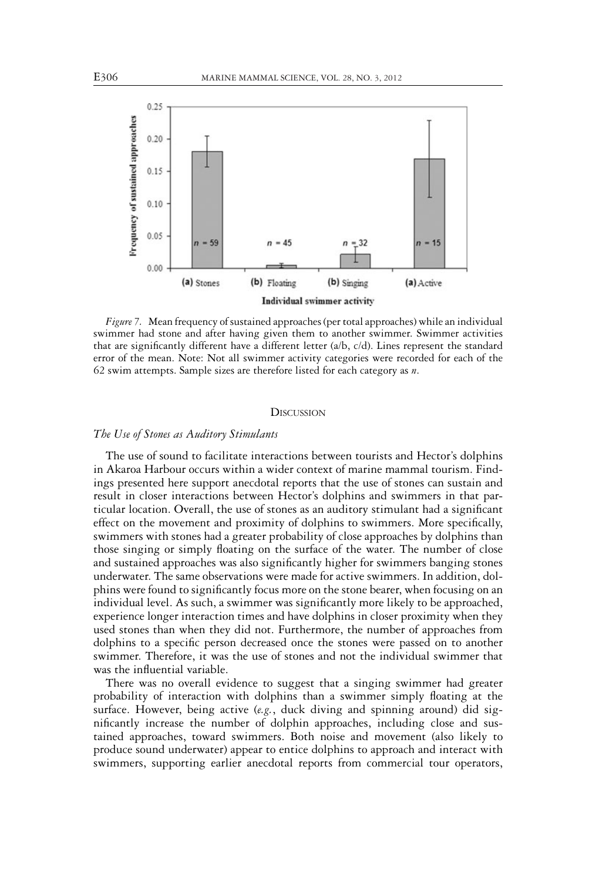*Figure 7.* Mean frequency of sustained approaches (per total approaches) while an individual swimmer had stone and after having given them to another swimmer. Swimmer activities that are significantly different have a different letter (a/b, c/d). Lines represent the standard error of the mean. Note: Not all swimmer activity categories were recorded for each of the 62 swim attempts. Sample sizes are therefore listed for each category as *n*.

## Discussion

### *The Use of Stones as Auditory Stimulants*

The use of sound to facilitate interactions between tourists and Hector's dolphins in Akaroa Harbour occurs within a wider context of marine mammal tourism. Findings presented here support anecdotal reports that the use of stones can sustain and result in closer interactions between Hector's dolphins and swimmers in that particular location. Overall, the use of stones as an auditory stimulant had a significant effect on the movement and proximity of dolphins to swimmers. More specifically, swimmers with stones had a greater probability of close approaches by dolphins than those singing or simply floating on the surface of the water. The number of close and sustained approaches was also significantly higher for swimmers banging stones underwater. The same observations were made for active swimmers. In addition, dolphins were found to significantly focus more on the stone bearer, when focusing on an individual level. As such, a swimmer was significantly more likely to be approached, experience longer interaction times and have dolphins in closer proximity when they used stones than when they did not. Furthermore, the number of approaches from dolphins to a specific person decreased once the stones were passed on to another swimmer. Therefore, it was the use of stones and not the individual swimmer that was the influential variable.

There was no overall evidence to suggest that a singing swimmer had greater probability of interaction with dolphins than a swimmer simply floating at the surface. However, being active (*e.g.*, duck diving and spinning around) did significantly increase the number of dolphin approaches, including close and sustained approaches, toward swimmers. Both noise and movement (also likely to produce sound underwater) appear to entice dolphins to approach and interact with swimmers, supporting earlier anecdotal reports from commercial tour operators,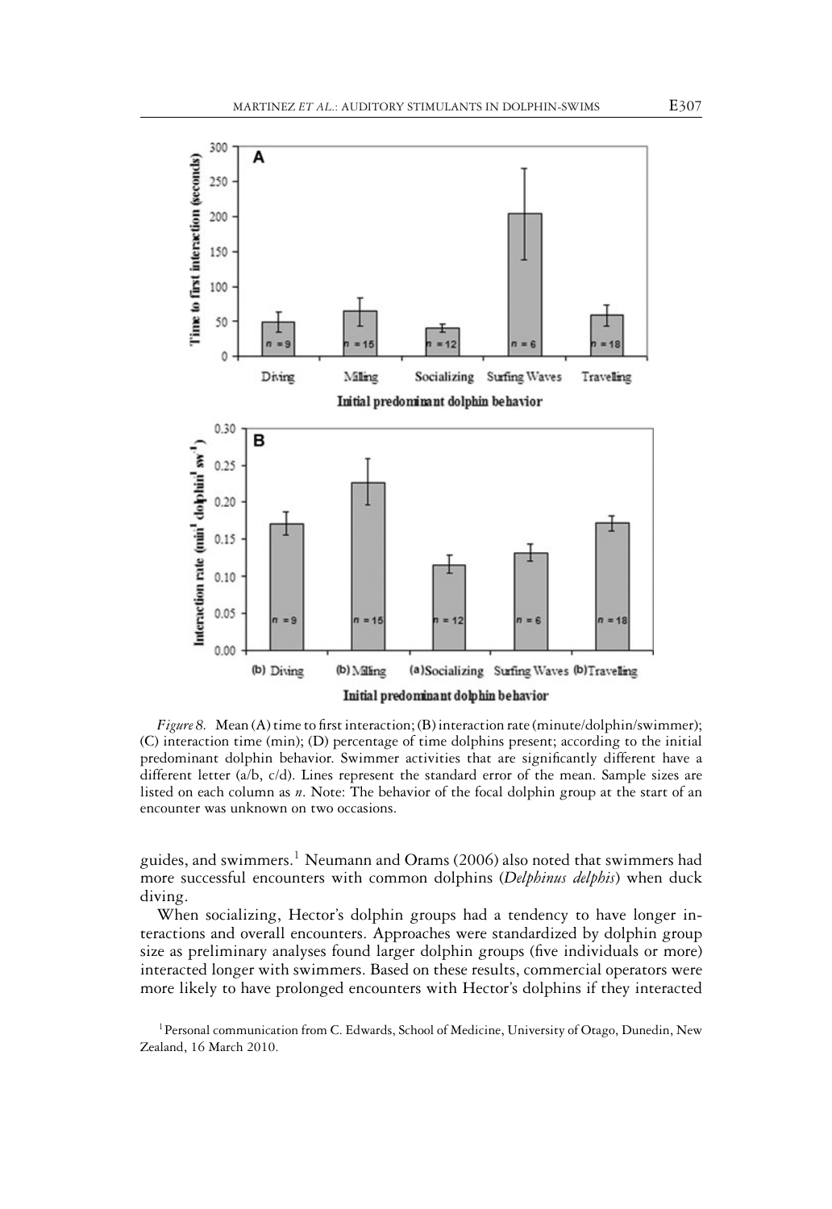*Figure 8.* Mean (A) time to first interaction; (B) interaction rate (minute/dolphin/swimmer); (C) interaction time (min); (D) percentage of time dolphins present; according to the initial predominant dolphin behavior. Swimmer activities that are significantly different have a different letter (a/b, c/d). Lines represent the standard error of the mean. Sample sizes are listed on each column as *n*. Note: The behavior of the focal dolphin group at the start of an encounter was unknown on two occasions.

guides, and swimmers.[1] Neumann and Orams (2006) also noted that swimmers had more successful encounters with common dolphins (*Delphinus delphis*) when duck diving.

When socializing, Hector's dolphin groups had a tendency to have longer interactions and overall encounters. Approaches were standardized by dolphin group size as preliminary analyses found larger dolphin groups (five individuals or more) interacted longer with swimmers. Based on these results, commercial operators were more likely to have prolonged encounters with Hector's dolphins if they interacted

[1] Personal communication from C. Edwards, School of Medicine, University of Otago, Dunedin, New Zealand, 16 March 2010.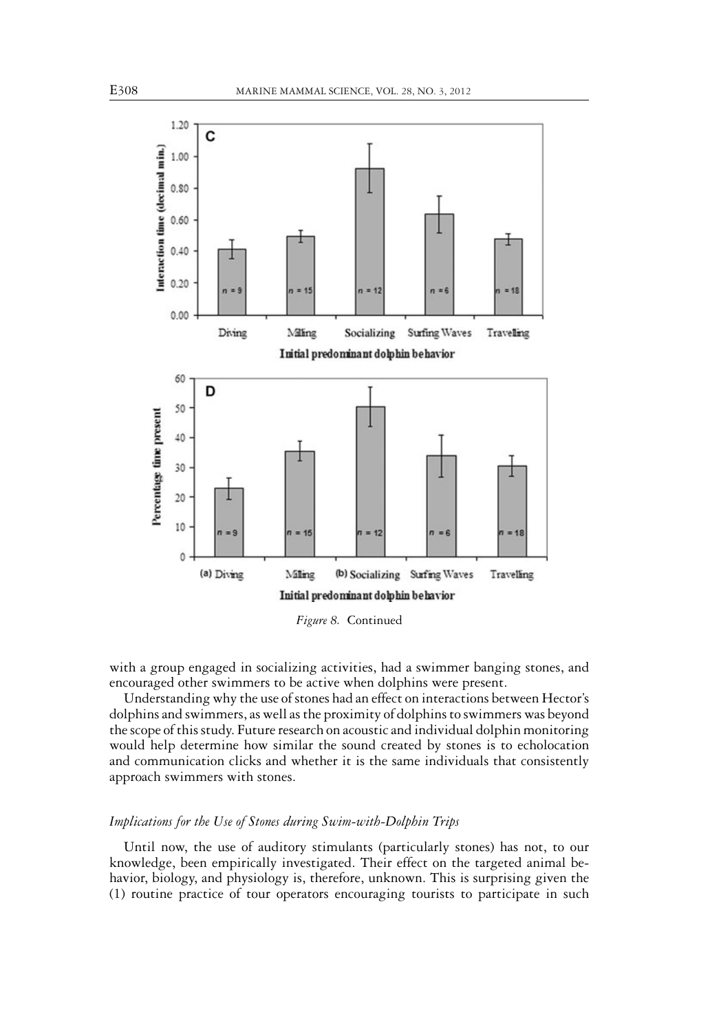Figure 8. Continued

with a group engaged in socializing activities, had a swimmer banging stones, and encouraged other swimmers to be active when dolphins were present.

Understanding why the use of stones had an effect on interactions between Hector's dolphins and swimmers, as well as the proximity of dolphins to swimmers was beyond the scope of this study. Future research on acoustic and individual dolphin monitoring would help determine how similar the sound created by stones is to echolocation and communication clicks and whether it is the same individuals that consistently approach swimmers with stones.

### *Implications for the Use of Stones during Swim-with-Dolphin Trips*

Until now, the use of auditory stimulants (particularly stones) has not, to our knowledge, been empirically investigated. Their effect on the targeted animal behavior, biology, and physiology is, therefore, unknown. This is surprising given the (1) routine practice of tour operators encouraging tourists to participate in such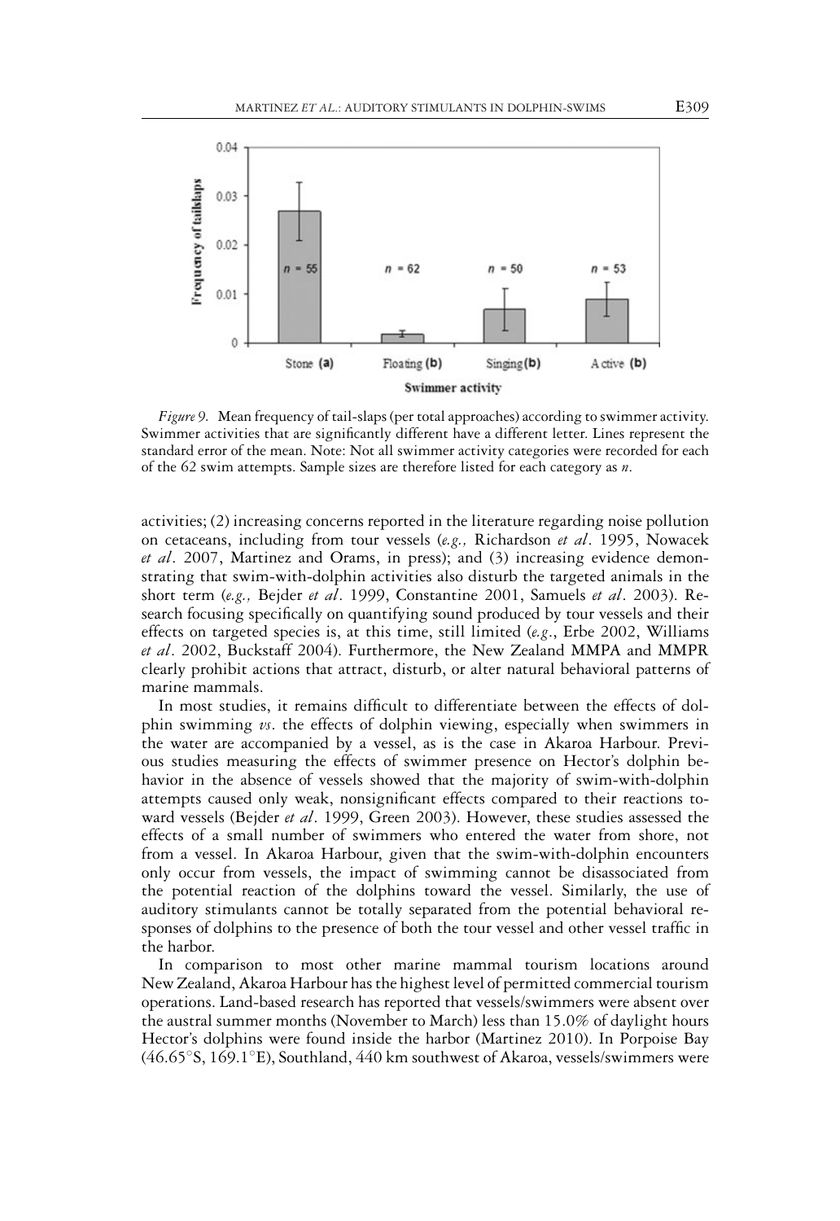*Figure 9.* Mean frequency of tail-slaps (per total approaches) according to swimmer activity. Swimmer activities that are significantly different have a different letter. Lines represent the standard error of the mean. Note: Not all swimmer activity categories were recorded for each of the 62 swim attempts. Sample sizes are therefore listed for each category as *n*.

activities; (2) increasing concerns reported in the literature regarding noise pollution on cetaceans, including from tour vessels (*e.g.,* Richardson *et al*. 1995, Nowacek *et al*. 2007, Martinez and Orams, in press); and (3) increasing evidence demonstrating that swim-with-dolphin activities also disturb the targeted animals in the short term (*e.g.,* Bejder *et al*. 1999, Constantine 2001, Samuels *et al*. 2003). Research focusing specifically on quantifying sound produced by tour vessels and their effects on targeted species is, at this time, still limited (*e.g*., Erbe 2002, Williams *et al*. 2002, Buckstaff 2004). Furthermore, the New Zealand MMPA and MMPR clearly prohibit actions that attract, disturb, or alter natural behavioral patterns of marine mammals.

In most studies, it remains difficult to differentiate between the effects of dolphin swimming *vs*. the effects of dolphin viewing, especially when swimmers in the water are accompanied by a vessel, as is the case in Akaroa Harbour. Previous studies measuring the effects of swimmer presence on Hector's dolphin behavior in the absence of vessels showed that the majority of swim-with-dolphin attempts caused only weak, nonsignificant effects compared to their reactions toward vessels (Bejder *et al*. 1999, Green 2003). However, these studies assessed the effects of a small number of swimmers who entered the water from shore, not from a vessel. In Akaroa Harbour, given that the swim-with-dolphin encounters only occur from vessels, the impact of swimming cannot be disassociated from the potential reaction of the dolphins toward the vessel. Similarly, the use of auditory stimulants cannot be totally separated from the potential behavioral responses of dolphins to the presence of both the tour vessel and other vessel traffic in the harbor.

In comparison to most other marine mammal tourism locations around New Zealand, Akaroa Harbour has the highest level of permitted commercial tourism operations. Land-based research has reported that vessels/swimmers were absent over the austral summer months (November to March) less than 15.0% of daylight hours Hector's dolphins were found inside the harbor (Martinez 2010). In Porpoise Bay (46.65°S, 169.1°E), Southland, 440 km southwest of Akaroa, vessels/swimmers were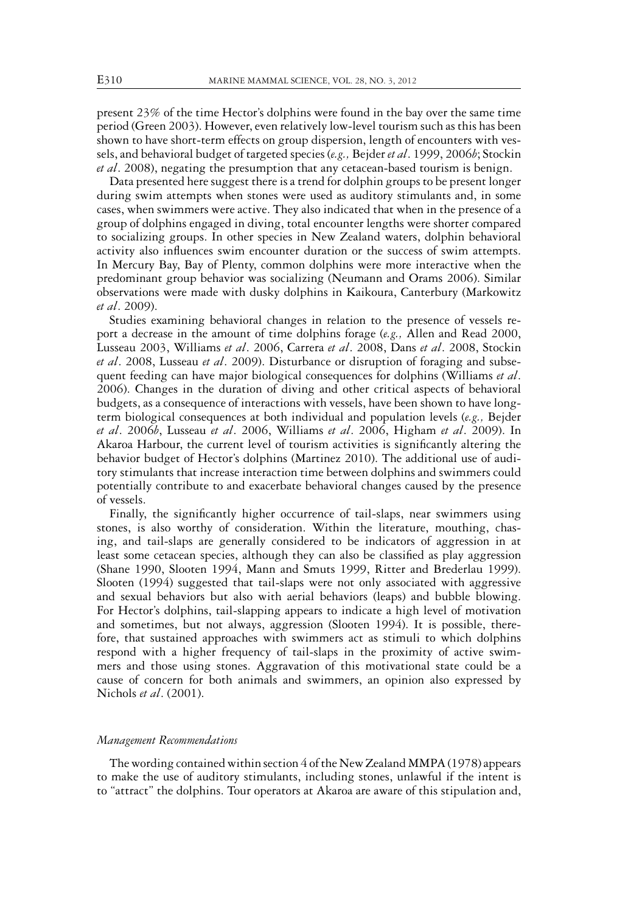present 23% of the time Hector's dolphins were found in the bay over the same time period (Green 2003). However, even relatively low-level tourism such as this has been shown to have short-term effects on group dispersion, length of encounters with vessels, and behavioral budget of targeted species (*e.g.,* Bejder *et al*. 1999, 2006*b*; Stockin *et al*. 2008), negating the presumption that any cetacean-based tourism is benign.

Data presented here suggest there is a trend for dolphin groups to be present longer during swim attempts when stones were used as auditory stimulants and, in some cases, when swimmers were active. They also indicated that when in the presence of a group of dolphins engaged in diving, total encounter lengths were shorter compared to socializing groups. In other species in New Zealand waters, dolphin behavioral activity also influences swim encounter duration or the success of swim attempts. In Mercury Bay, Bay of Plenty, common dolphins were more interactive when the predominant group behavior was socializing (Neumann and Orams 2006). Similar observations were made with dusky dolphins in Kaikoura, Canterbury (Markowitz *et al*. 2009).

Studies examining behavioral changes in relation to the presence of vessels report a decrease in the amount of time dolphins forage (*e.g.,* Allen and Read 2000, Lusseau 2003, Williams *et al*. 2006, Carrera *et al*. 2008, Dans *et al*. 2008, Stockin *et al*. 2008, Lusseau *et al*. 2009). Disturbance or disruption of foraging and subsequent feeding can have major biological consequences for dolphins (Williams *et al*. 2006). Changes in the duration of diving and other critical aspects of behavioral budgets, as a consequence of interactions with vessels, have been shown to have long-term biological consequences at both individual and population levels (*e.g.,* Bejder *et al*. 2006*b*, Lusseau *et al*. 2006, Williams *et al*. 2006, Higham *et al*. 2009). In Akaroa Harbour, the current level of tourism activities is significantly altering the behavior budget of Hector's dolphins (Martinez 2010). The additional use of auditory stimulants that increase interaction time between dolphins and swimmers could potentially contribute to and exacerbate behavioral changes caused by the presence of vessels.

Finally, the significantly higher occurrence of tail-slaps, near swimmers using stones, is also worthy of consideration. Within the literature, mouthing, chasing, and tail-slaps are generally considered to be indicators of aggression in at least some cetacean species, although they can also be classified as play aggression (Shane 1990, Slooten 1994, Mann and Smuts 1999, Ritter and Brederlau 1999). Slooten (1994) suggested that tail-slaps were not only associated with aggressive and sexual behaviors but also with aerial behaviors (leaps) and bubble blowing. For Hector's dolphins, tail-slapping appears to indicate a high level of motivation and sometimes, but not always, aggression (Slooten 1994). It is possible, therefore, that sustained approaches with swimmers act as stimuli to which dolphins respond with a higher frequency of tail-slaps in the proximity of active swimmers and those using stones. Aggravation of this motivational state could be a cause of concern for both animals and swimmers, an opinion also expressed by Nichols *et al*. (2001).

### *Management Recommendations*

The wording contained within section 4 of the New Zealand MMPA (1978) appears to make the use of auditory stimulants, including stones, unlawful if the intent is to "attract" the dolphins. Tour operators at Akaroa are aware of this stipulation and,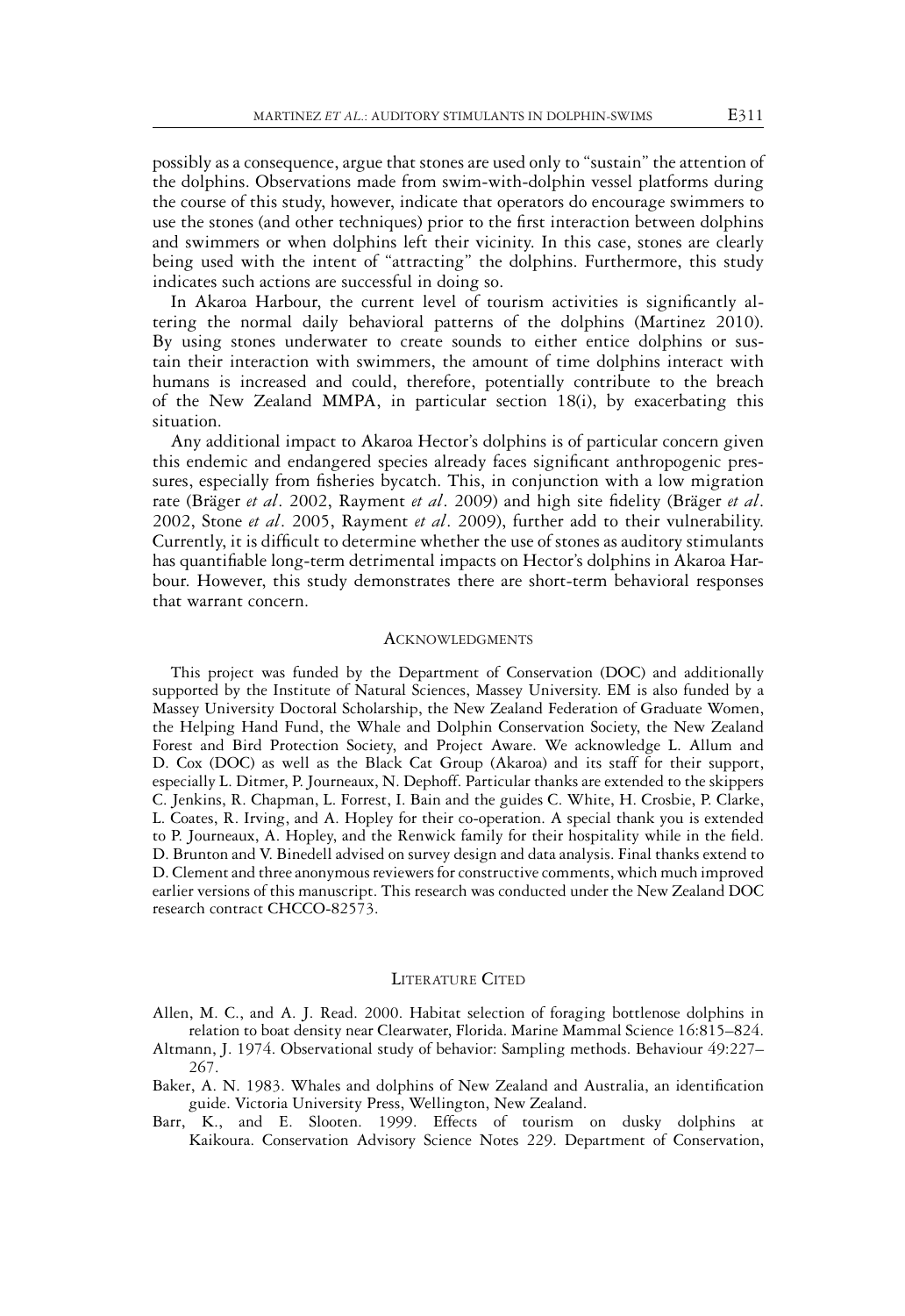possibly as a consequence, argue that stones are used only to "sustain" the attention of the dolphins. Observations made from swim-with-dolphin vessel platforms during the course of this study, however, indicate that operators do encourage swimmers to use the stones (and other techniques) prior to the first interaction between dolphins and swimmers or when dolphins left their vicinity. In this case, stones are clearly being used with the intent of "attracting" the dolphins. Furthermore, this study indicates such actions are successful in doing so.

In Akaroa Harbour, the current level of tourism activities is significantly altering the normal daily behavioral patterns of the dolphins (Martinez 2010). By using stones underwater to create sounds to either entice dolphins or sustain their interaction with swimmers, the amount of time dolphins interact with humans is increased and could, therefore, potentially contribute to the breach of the New Zealand MMPA, in particular section 18(i), by exacerbating this situation.

Any additional impact to Akaroa Hector's dolphins is of particular concern given this endemic and endangered species already faces significant anthropogenic pressures, especially from fisheries bycatch. This, in conjunction with a low migration rate (Bräger *et al*. 2002, Rayment *et al*. 2009) and high site fidelity (Bräger *et al*. 2002, Stone *et al*. 2005, Rayment *et al*. 2009), further add to their vulnerability. Currently, it is difficult to determine whether the use of stones as auditory stimulants has quantifiable long-term detrimental impacts on Hector's dolphins in Akaroa Harbour. However, this study demonstrates there are short-term behavioral responses that warrant concern.

## Acknowledgments

This project was funded by the Department of Conservation (DOC) and additionally supported by the Institute of Natural Sciences, Massey University. EM is also funded by a Massey University Doctoral Scholarship, the New Zealand Federation of Graduate Women, the Helping Hand Fund, the Whale and Dolphin Conservation Society, the New Zealand Forest and Bird Protection Society, and Project Aware. We acknowledge L. Allum and D. Cox (DOC) as well as the Black Cat Group (Akaroa) and its staff for their support, especially L. Ditmer, P. Journeaux, N. Dephoff. Particular thanks are extended to the skippers C. Jenkins, R. Chapman, L. Forrest, I. Bain and the guides C. White, H. Crosbie, P. Clarke, L. Coates, R. Irving, and A. Hopley for their co-operation. A special thank you is extended to P. Journeaux, A. Hopley, and the Renwick family for their hospitality while in the field. D. Brunton and V. Binedell advised on survey design and data analysis. Final thanks extend to D. Clement and three anonymous reviewers for constructive comments, which much improved earlier versions of this manuscript. This research was conducted under the New Zealand DOC research contract CHCCO-82573.

## Literature Cited

Allen, M. C., and A. J. Read. 2000. Habitat selection of foraging bottlenose dolphins in relation to boat density near Clearwater, Florida. Marine Mammal Science 16:815–824.

Altmann, J. 1974. Observational study of behavior: Sampling methods. Behaviour 49:227–267.

Baker, A. N. 1983. Whales and dolphins of New Zealand and Australia, an identification guide. Victoria University Press, Wellington, New Zealand.

Barr, K., and E. Slooten. 1999. Effects of tourism on dusky dolphins at Kaikoura. Conservation Advisory Science Notes 229. Department of Conservation,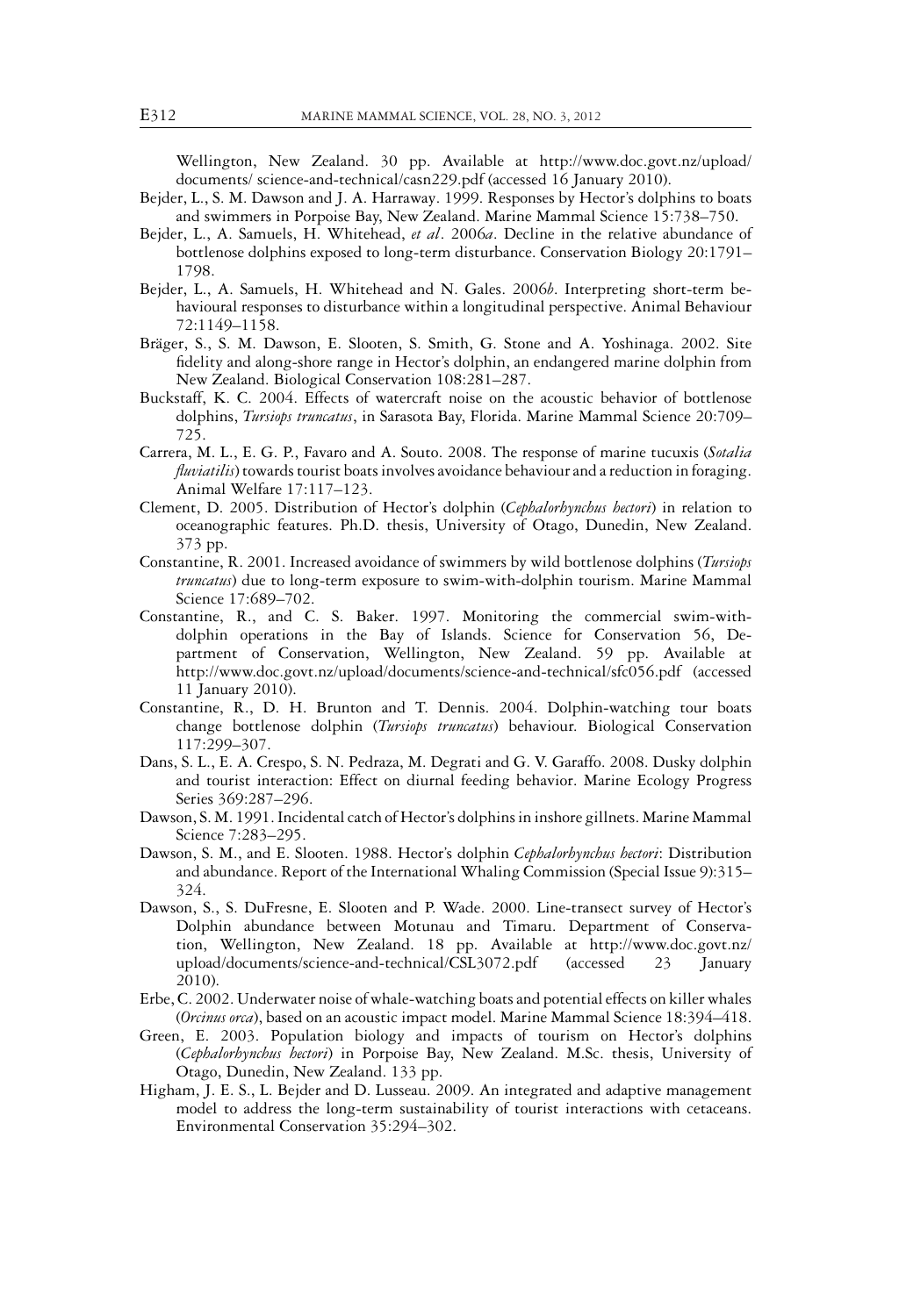Wellington, New Zealand. 30 pp. Available at http://www.doc.govt.nz/upload/documents/ science-and-technical/casn229.pdf (accessed 16 January 2010).

Bejder, L., S. M. Dawson and J. A. Harraway. 1999. Responses by Hector's dolphins to boats and swimmers in Porpoise Bay, New Zealand. Marine Mammal Science 15:738–750.

Bejder, L., A. Samuels, H. Whitehead, *et al*. 2006*a*. Decline in the relative abundance of bottlenose dolphins exposed to long-term disturbance. Conservation Biology 20:1791–1798.

Bejder, L., A. Samuels, H. Whitehead and N. Gales. 2006*b*. Interpreting short-term behavioural responses to disturbance within a longitudinal perspective. Animal Behaviour 72:1149–1158.

Bräger, S., S. M. Dawson, E. Slooten, S. Smith, G. Stone and A. Yoshinaga. 2002. Site fidelity and along-shore range in Hector's dolphin, an endangered marine dolphin from New Zealand. Biological Conservation 108:281–287.

Buckstaff, K. C. 2004. Effects of watercraft noise on the acoustic behavior of bottlenose dolphins, *Tursiops truncatus*, in Sarasota Bay, Florida. Marine Mammal Science 20:709–725.

Carrera, M. L., E. G. P., Favaro and A. Souto. 2008. The response of marine tucuxis (*Sotalia fluviatilis*) towards tourist boats involves avoidance behaviour and a reduction in foraging. Animal Welfare 17:117–123.

Clement, D. 2005. Distribution of Hector's dolphin (*Cephalorhynchus hectori*) in relation to oceanographic features. Ph.D. thesis, University of Otago, Dunedin, New Zealand. 373 pp.

Constantine, R. 2001. Increased avoidance of swimmers by wild bottlenose dolphins (*Tursiops truncatus*) due to long-term exposure to swim-with-dolphin tourism. Marine Mammal Science 17:689–702.

Constantine, R., and C. S. Baker. 1997. Monitoring the commercial swim-with-dolphin operations in the Bay of Islands. Science for Conservation 56, Department of Conservation, Wellington, New Zealand. 59 pp. Available at http://www.doc.govt.nz/upload/documents/science-and-technical/sfc056.pdf (accessed 11 January 2010).

Constantine, R., D. H. Brunton and T. Dennis. 2004. Dolphin-watching tour boats change bottlenose dolphin (*Tursiops truncatus*) behaviour. Biological Conservation 117:299–307.

Dans, S. L., E. A. Crespo, S. N. Pedraza, M. Degrati and G. V. Garaffo. 2008. Dusky dolphin and tourist interaction: Effect on diurnal feeding behavior. Marine Ecology Progress Series 369:287–296.

Dawson, S. M. 1991. Incidental catch of Hector's dolphins in inshore gillnets. Marine Mammal Science 7:283–295.

Dawson, S. M., and E. Slooten. 1988. Hector's dolphin *Cephalorhynchus hectori*: Distribution and abundance. Report of the International Whaling Commission (Special Issue 9):315–324.

Dawson, S., S. DuFresne, E. Slooten and P. Wade. 2000. Line-transect survey of Hector's Dolphin abundance between Motunau and Timaru. Department of Conservation, Wellington, New Zealand. 18 pp. Available at http://www.doc.govt.nz/upload/documents/science-and-technical/CSL3072.pdf (accessed 23 January 2010).

Erbe, C. 2002. Underwater noise of whale-watching boats and potential effects on killer whales (*Orcinus orca*), based on an acoustic impact model. Marine Mammal Science 18:394–418.

Green, E. 2003. Population biology and impacts of tourism on Hector's dolphins (*Cephalorhynchus hectori*) in Porpoise Bay, New Zealand. M.Sc. thesis, University of Otago, Dunedin, New Zealand. 133 pp.

Higham, J. E. S., L. Bejder and D. Lusseau. 2009. An integrated and adaptive management model to address the long-term sustainability of tourist interactions with cetaceans. Environmental Conservation 35:294–302.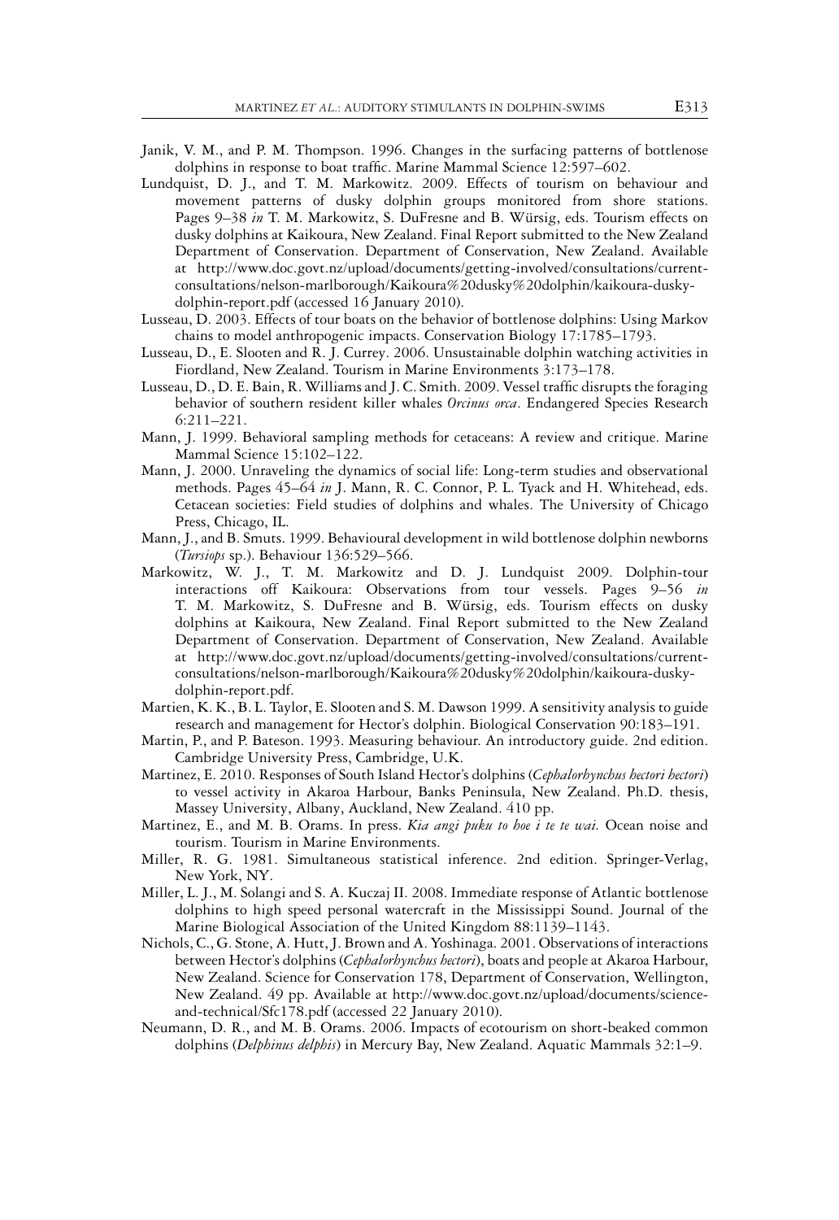Janik, V. M., and P. M. Thompson. 1996. Changes in the surfacing patterns of bottlenose dolphins in response to boat traffic. Marine Mammal Science 12:597–602.

Lundquist, D. J., and T. M. Markowitz. 2009. Effects of tourism on behaviour and movement patterns of dusky dolphin groups monitored from shore stations. Pages 9–38 *in* T. M. Markowitz, S. DuFresne and B. Würsig, eds. Tourism effects on dusky dolphins at Kaikoura, New Zealand. Final Report submitted to the New Zealand Department of Conservation. Department of Conservation, New Zealand. Available at http://www.doc.govt.nz/upload/documents/getting-involved/consultations/current-consultations/nelson-marlborough/Kaikoura%20dusky%20dolphin/kaikoura-dusky-dolphin-report.pdf (accessed 16 January 2010).

Lusseau, D. 2003. Effects of tour boats on the behavior of bottlenose dolphins: Using Markov chains to model anthropogenic impacts. Conservation Biology 17:1785–1793.

Lusseau, D., E. Slooten and R. J. Currey. 2006. Unsustainable dolphin watching activities in Fiordland, New Zealand. Tourism in Marine Environments 3:173–178.

Lusseau, D., D. E. Bain, R. Williams and J. C. Smith. 2009. Vessel traffic disrupts the foraging behavior of southern resident killer whales *Orcinus orca*. Endangered Species Research 6:211–221.

Mann, J. 1999. Behavioral sampling methods for cetaceans: A review and critique. Marine Mammal Science 15:102–122.

Mann, J. 2000. Unraveling the dynamics of social life: Long-term studies and observational methods. Pages 45–64 *in* J. Mann, R. C. Connor, P. L. Tyack and H. Whitehead, eds. Cetacean societies: Field studies of dolphins and whales. The University of Chicago Press, Chicago, IL.

Mann, J., and B. Smuts. 1999. Behavioural development in wild bottlenose dolphin newborns (*Tursiops* sp.). Behaviour 136:529–566.

Markowitz, W. J., T. M. Markowitz and D. J. Lundquist 2009. Dolphin-tour interactions off Kaikoura: Observations from tour vessels. Pages 9–56 *in* T. M. Markowitz, S. DuFresne and B. Würsig, eds. Tourism effects on dusky dolphins at Kaikoura, New Zealand. Final Report submitted to the New Zealand Department of Conservation. Department of Conservation, New Zealand. Available at http://www.doc.govt.nz/upload/documents/getting-involved/consultations/current-consultations/nelson-marlborough/Kaikoura%20dusky%20dolphin/kaikoura-dusky-dolphin-report.pdf.

Martien, K. K., B. L. Taylor, E. Slooten and S. M. Dawson 1999. A sensitivity analysis to guide research and management for Hector's dolphin. Biological Conservation 90:183–191.

Martin, P., and P. Bateson. 1993. Measuring behaviour. An introductory guide. 2nd edition. Cambridge University Press, Cambridge, U.K.

Martinez, E. 2010. Responses of South Island Hector's dolphins (*Cephalorhynchus hectori hectori*) to vessel activity in Akaroa Harbour, Banks Peninsula, New Zealand. Ph.D. thesis, Massey University, Albany, Auckland, New Zealand. 410 pp.

Martinez, E., and M. B. Orams. In press. *Kia angi puku to hoe i te te wai.* Ocean noise and tourism. Tourism in Marine Environments.

Miller, R. G. 1981. Simultaneous statistical inference. 2nd edition. Springer-Verlag, New York, NY.

Miller, L. J., M. Solangi and S. A. Kuczaj II. 2008. Immediate response of Atlantic bottlenose dolphins to high speed personal watercraft in the Mississippi Sound. Journal of the Marine Biological Association of the United Kingdom 88:1139–1143.

Nichols, C., G. Stone, A. Hutt, J. Brown and A. Yoshinaga. 2001. Observations of interactions between Hector's dolphins (*Cephalorhynchus hectori*), boats and people at Akaroa Harbour, New Zealand. Science for Conservation 178, Department of Conservation, Wellington, New Zealand. 49 pp. Available at http://www.doc.govt.nz/upload/documents/science-and-technical/Sfc178.pdf (accessed 22 January 2010).

Neumann, D. R., and M. B. Orams. 2006. Impacts of ecotourism on short-beaked common dolphins (*Delphinus delphis*) in Mercury Bay, New Zealand. Aquatic Mammals 32:1–9.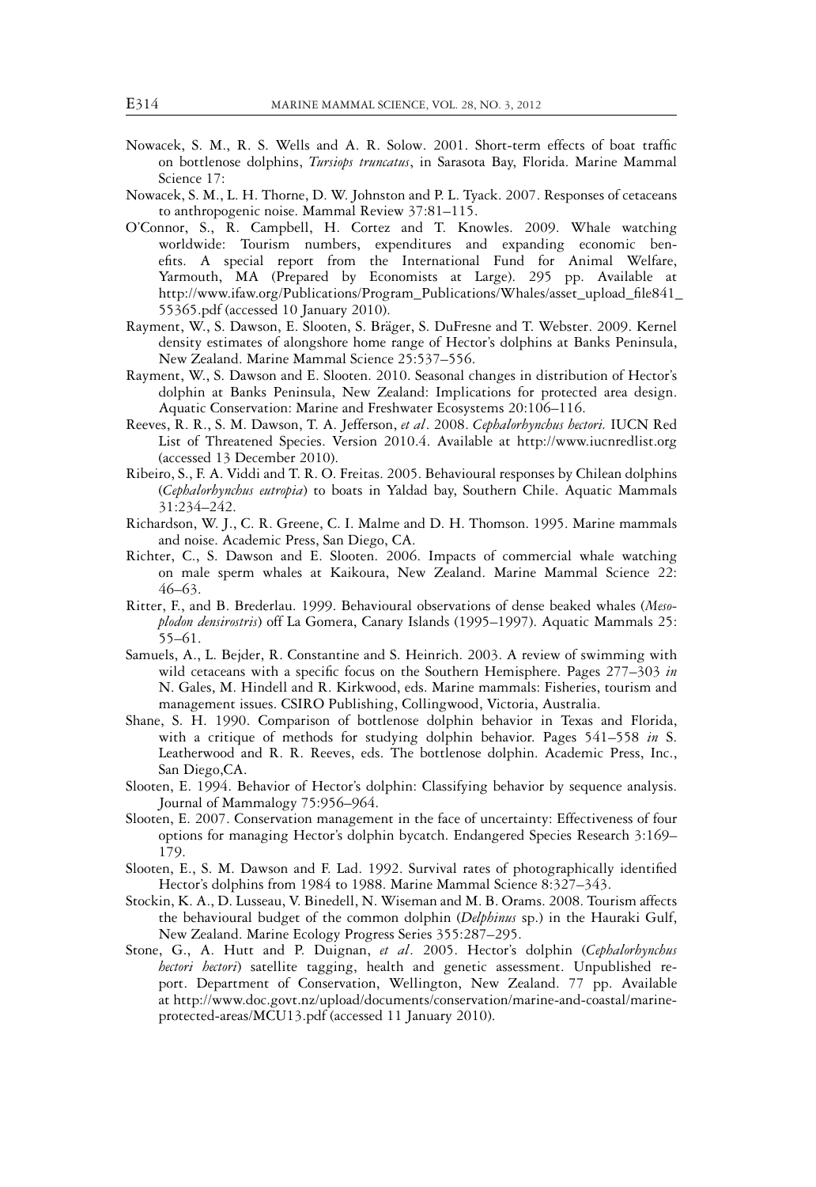Nowacek, S. M., R. S. Wells and A. R. Solow. 2001. Short-term effects of boat traffic on bottlenose dolphins, *Tursiops truncatus*, in Sarasota Bay, Florida. Marine Mammal Science 17:

Nowacek, S. M., L. H. Thorne, D. W. Johnston and P. L. Tyack. 2007. Responses of cetaceans to anthropogenic noise. Mammal Review 37:81–115.

O'Connor, S., R. Campbell, H. Cortez and T. Knowles. 2009. Whale watching worldwide: Tourism numbers, expenditures and expanding economic benefits. A special report from the International Fund for Animal Welfare, Yarmouth, MA (Prepared by Economists at Large). 295 pp. Available at http://www.ifaw.org/Publications/Program_Publications/Whales/asset_upload_file841_55365.pdf (accessed 10 January 2010).

Rayment, W., S. Dawson, E. Slooten, S. Bräger, S. DuFresne and T. Webster. 2009. Kernel density estimates of alongshore home range of Hector's dolphins at Banks Peninsula, New Zealand. Marine Mammal Science 25:537–556.

Rayment, W., S. Dawson and E. Slooten. 2010. Seasonal changes in distribution of Hector's dolphin at Banks Peninsula, New Zealand: Implications for protected area design. Aquatic Conservation: Marine and Freshwater Ecosystems 20:106–116.

Reeves, R. R., S. M. Dawson, T. A. Jefferson, *et al*. 2008. *Cephalorhynchus hectori.* IUCN Red List of Threatened Species. Version 2010.4. Available at http://www.iucnredlist.org (accessed 13 December 2010).

Ribeiro, S., F. A. Viddi and T. R. O. Freitas. 2005. Behavioural responses by Chilean dolphins (*Cephalorhynchus eutropia*) to boats in Yaldad bay, Southern Chile. Aquatic Mammals 31:234–242.

Richardson, W. J., C. R. Greene, C. I. Malme and D. H. Thomson. 1995. Marine mammals and noise. Academic Press, San Diego, CA.

Richter, C., S. Dawson and E. Slooten. 2006. Impacts of commercial whale watching on male sperm whales at Kaikoura, New Zealand. Marine Mammal Science 22: 46–63.

Ritter, F., and B. Brederlau. 1999. Behavioural observations of dense beaked whales (*Mesoplodon densirostris*) off La Gomera, Canary Islands (1995–1997). Aquatic Mammals 25: 55–61.

Samuels, A., L. Bejder, R. Constantine and S. Heinrich. 2003. A review of swimming with wild cetaceans with a specific focus on the Southern Hemisphere. Pages 277–303 *in* N. Gales, M. Hindell and R. Kirkwood, eds. Marine mammals: Fisheries, tourism and management issues. CSIRO Publishing, Collingwood, Victoria, Australia.

Shane, S. H. 1990. Comparison of bottlenose dolphin behavior in Texas and Florida, with a critique of methods for studying dolphin behavior. Pages 541–558 *in* S. Leatherwood and R. R. Reeves, eds. The bottlenose dolphin. Academic Press, Inc., San Diego,CA.

Slooten, E. 1994. Behavior of Hector's dolphin: Classifying behavior by sequence analysis. Journal of Mammalogy 75:956–964.

Slooten, E. 2007. Conservation management in the face of uncertainty: Effectiveness of four options for managing Hector's dolphin bycatch. Endangered Species Research 3:169–179.

Slooten, E., S. M. Dawson and F. Lad. 1992. Survival rates of photographically identified Hector's dolphins from 1984 to 1988. Marine Mammal Science 8:327–343.

Stockin, K. A., D. Lusseau, V. Binedell, N. Wiseman and M. B. Orams. 2008. Tourism affects the behavioural budget of the common dolphin (*Delphinus* sp.) in the Hauraki Gulf, New Zealand. Marine Ecology Progress Series 355:287–295.

Stone, G., A. Hutt and P. Duignan, *et al*. 2005. Hector's dolphin (*Cephalorhynchus hectori hectori*) satellite tagging, health and genetic assessment. Unpublished report. Department of Conservation, Wellington, New Zealand. 77 pp. Available at http://www.doc.govt.nz/upload/documents/conservation/marine-and-coastal/marine-protected-areas/MCU13.pdf (accessed 11 January 2010).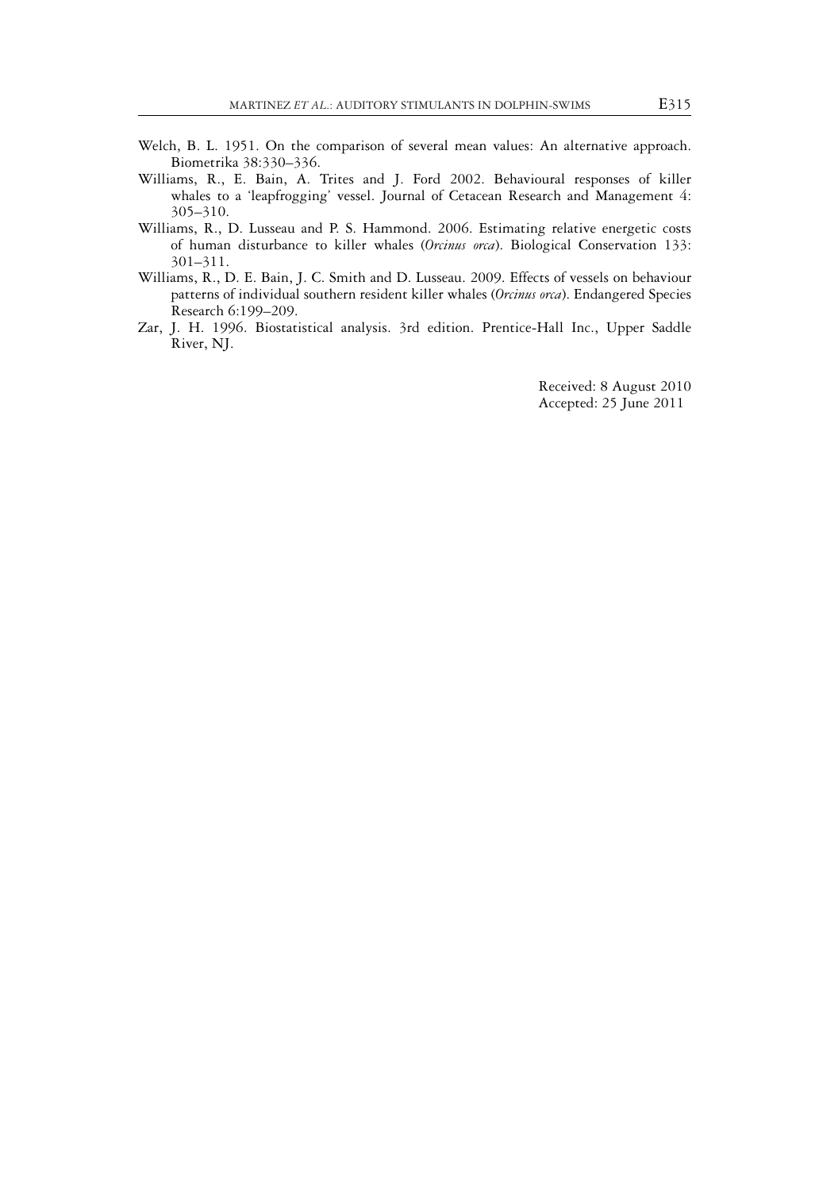Welch, B. L. 1951. On the comparison of several mean values: An alternative approach. Biometrika 38:330–336.

Williams, R., E. Bain, A. Trites and J. Ford 2002. Behavioural responses of killer whales to a 'leapfrogging' vessel. Journal of Cetacean Research and Management 4: 305–310.

Williams, R., D. Lusseau and P. S. Hammond. 2006. Estimating relative energetic costs of human disturbance to killer whales (*Orcinus orca*). Biological Conservation 133: 301–311.

Williams, R., D. E. Bain, J. C. Smith and D. Lusseau. 2009. Effects of vessels on behaviour patterns of individual southern resident killer whales (*Orcinus orca*). Endangered Species Research 6:199–209.

Zar, J. H. 1996. Biostatistical analysis. 3rd edition. Prentice-Hall Inc., Upper Saddle River, NJ.

Received: 8 August 2010
Accepted: 25 June 2011